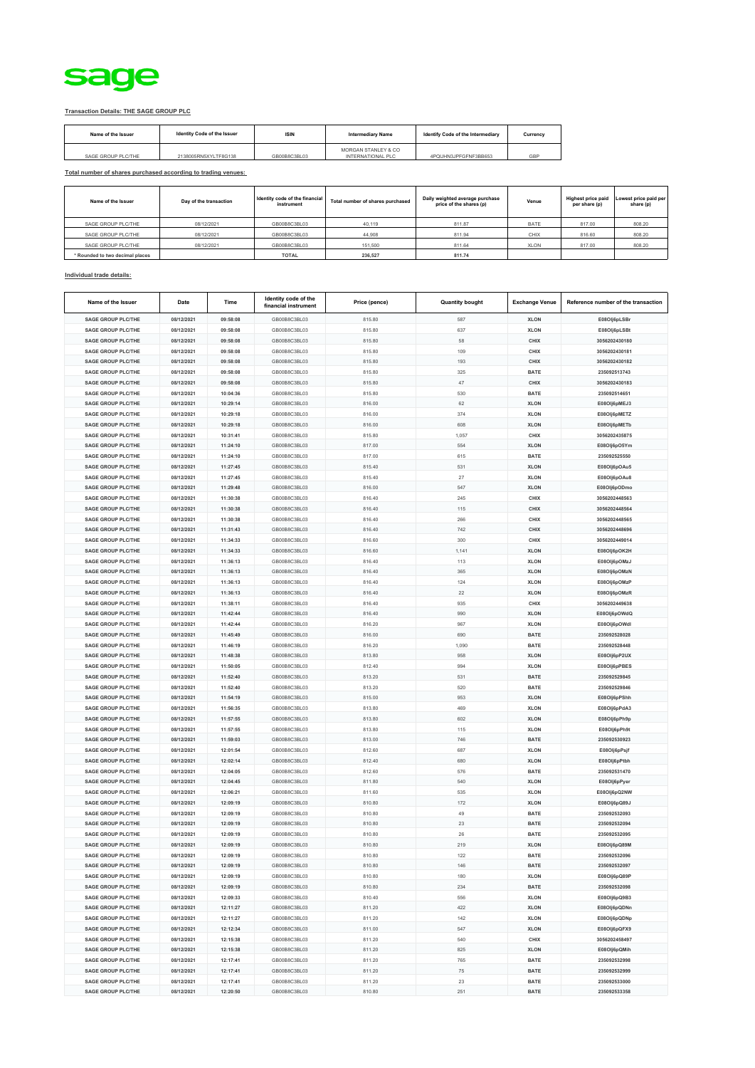sage

**Transaction Details: THE SAGE GROUP PLC**

| Name of the Issuer | Identity Code of the Issuer | ISIN | Intermediary Name | Identify Code of the Intermediary | Currency |
|---|---|---|---|---|---|
| SAGE GROUP PLC/THE | 2138005RN5XYLTF8G138 | GB00B8C3BL03 | MORGAN STANLEY & CO INTERNATIONAL PLC | 4PQUHN3JPFGFNF3BB653 | GBP |

**Total number of shares purchased according to trading venues:**

| Name of the Issuer | Day of the transaction | Identity code of the financial instrument | Total number of shares purchased | Daily weighted average purchase price of the shares (p) | Venue | Highest price paid per share (p) | Lowest price paid per share (p) |
|---|---|---|---|---|---|---|---|
| SAGE GROUP PLC/THE | 08/12/2021 | GB00B8C3BL03 | 40,119 | 811.87 | BATE | 817.00 | 808.20 |
| SAGE GROUP PLC/THE | 08/12/2021 | GB00B8C3BL03 | 44,908 | 811.94 | CHIX | 816.60 | 808.20 |
| SAGE GROUP PLC/THE | 08/12/2021 | GB00B8C3BL03 | 151,500 | 811.64 | XLON | 817.00 | 808.20 |
| * Rounded to two decimal places | | TOTAL | 236,527 | 811.74 | | | |

**Individual trade details:**

| Name of the Issuer | Date | Time | Identity code of the financial instrument | Price (pence) | Quantity bought | Exchange Venue | Reference number of the transaction |
|---|---|---|---|---|---|---|---|
| SAGE GROUP PLC/THE | 08/12/2021 | 09:58:08 | GB00B8C3BL03 | 815.80 | 587 | XLON | E08OIj6pLSBr |
| SAGE GROUP PLC/THE | 08/12/2021 | 09:58:08 | GB00B8C3BL03 | 815.80 | 637 | XLON | E08OIj6pLSBt |
| SAGE GROUP PLC/THE | 08/12/2021 | 09:58:08 | GB00B8C3BL03 | 815.80 | 58 | CHIX | 3056202430180 |
| SAGE GROUP PLC/THE | 08/12/2021 | 09:58:08 | GB00B8C3BL03 | 815.80 | 109 | CHIX | 3056202430181 |
| SAGE GROUP PLC/THE | 08/12/2021 | 09:58:08 | GB00B8C3BL03 | 815.80 | 193 | CHIX | 3056202430182 |
| SAGE GROUP PLC/THE | 08/12/2021 | 09:58:08 | GB00B8C3BL03 | 815.80 | 325 | BATE | 235092513743 |
| SAGE GROUP PLC/THE | 08/12/2021 | 09:58:08 | GB00B8C3BL03 | 815.80 | 47 | CHIX | 3056202430183 |
| SAGE GROUP PLC/THE | 08/12/2021 | 10:04:36 | GB00B8C3BL03 | 815.80 | 530 | BATE | 235092514651 |
| SAGE GROUP PLC/THE | 08/12/2021 | 10:29:14 | GB00B8C3BL03 | 816.00 | 62 | XLON | E08OIj6pMEJ3 |
| SAGE GROUP PLC/THE | 08/12/2021 | 10:29:18 | GB00B8C3BL03 | 816.00 | 374 | XLON | E08OIj6pMETZ |
| SAGE GROUP PLC/THE | 08/12/2021 | 10:29:18 | GB00B8C3BL03 | 816.00 | 608 | XLON | E08OIj6pMETb |
| SAGE GROUP PLC/THE | 08/12/2021 | 10:31:41 | GB00B8C3BL03 | 815.80 | 1,057 | CHIX | 3056202435875 |
| SAGE GROUP PLC/THE | 08/12/2021 | 11:24:10 | GB00B8C3BL03 | 817.00 | 554 | XLON | E08OIj6pO5Ym |
| SAGE GROUP PLC/THE | 08/12/2021 | 11:24:10 | GB00B8C3BL03 | 817.00 | 615 | BATE | 235092525550 |
| SAGE GROUP PLC/THE | 08/12/2021 | 11:27:45 | GB00B8C3BL03 | 815.40 | 531 | XLON | E08OIj6pOAu5 |
| SAGE GROUP PLC/THE | 08/12/2021 | 11:27:45 | GB00B8C3BL03 | 815.40 | 27 | XLON | E08OIj6pOAu8 |
| SAGE GROUP PLC/THE | 08/12/2021 | 11:29:48 | GB00B8C3BL03 | 816.00 | 547 | XLON | E08OIj6pODmo |
| SAGE GROUP PLC/THE | 08/12/2021 | 11:30:38 | GB00B8C3BL03 | 816.40 | 245 | CHIX | 3056202448563 |
| SAGE GROUP PLC/THE | 08/12/2021 | 11:30:38 | GB00B8C3BL03 | 816.40 | 115 | CHIX | 3056202448564 |
| SAGE GROUP PLC/THE | 08/12/2021 | 11:30:38 | GB00B8C3BL03 | 816.40 | 266 | CHIX | 3056202448565 |
| SAGE GROUP PLC/THE | 08/12/2021 | 11:31:43 | GB00B8C3BL03 | 816.40 | 742 | CHIX | 3056202448696 |
| SAGE GROUP PLC/THE | 08/12/2021 | 11:34:33 | GB00B8C3BL03 | 816.60 | 300 | CHIX | 3056202449014 |
| SAGE GROUP PLC/THE | 08/12/2021 | 11:34:33 | GB00B8C3BL03 | 816.60 | 1,141 | XLON | E08OIj6pOK2H |
| SAGE GROUP PLC/THE | 08/12/2021 | 11:36:13 | GB00B8C3BL03 | 816.40 | 113 | XLON | E08OIj6pOMzJ |
| SAGE GROUP PLC/THE | 08/12/2021 | 11:36:13 | GB00B8C3BL03 | 816.40 | 365 | XLON | E08OIj6pOMzN |
| SAGE GROUP PLC/THE | 08/12/2021 | 11:36:13 | GB00B8C3BL03 | 816.40 | 124 | XLON | E08OIj6pOMzP |
| SAGE GROUP PLC/THE | 08/12/2021 | 11:36:13 | GB00B8C3BL03 | 816.40 | 22 | XLON | E08OIj6pOMzR |
| SAGE GROUP PLC/THE | 08/12/2021 | 11:38:11 | GB00B8C3BL03 | 816.40 | 935 | CHIX | 3056202449638 |
| SAGE GROUP PLC/THE | 08/12/2021 | 11:42:44 | GB00B8C3BL03 | 816.40 | 990 | XLON | E08OIj6pOWdQ |
| SAGE GROUP PLC/THE | 08/12/2021 | 11:42:44 | GB00B8C3BL03 | 816.20 | 967 | XLON | E08OIj6pOWdI |
| SAGE GROUP PLC/THE | 08/12/2021 | 11:45:49 | GB00B8C3BL03 | 816.00 | 690 | BATE | 235092528028 |
| SAGE GROUP PLC/THE | 08/12/2021 | 11:46:19 | GB00B8C3BL03 | 816.20 | 1,090 | BATE | 235092528448 |
| SAGE GROUP PLC/THE | 08/12/2021 | 11:48:38 | GB00B8C3BL03 | 813.80 | 958 | XLON | E08OIj6pP2UX |
| SAGE GROUP PLC/THE | 08/12/2021 | 11:50:05 | GB00B8C3BL03 | 812.40 | 994 | XLON | E08OIj6pPBES |
| SAGE GROUP PLC/THE | 08/12/2021 | 11:52:40 | GB00B8C3BL03 | 813.20 | 531 | BATE | 235092529845 |
| SAGE GROUP PLC/THE | 08/12/2021 | 11:52:40 | GB00B8C3BL03 | 813.20 | 520 | BATE | 235092529846 |
| SAGE GROUP PLC/THE | 08/12/2021 | 11:54:19 | GB00B8C3BL03 | 815.00 | 953 | XLON | E08OIj6pPShh |
| SAGE GROUP PLC/THE | 08/12/2021 | 11:56:35 | GB00B8C3BL03 | 813.80 | 469 | XLON | E08OIj6pPdA3 |
| SAGE GROUP PLC/THE | 08/12/2021 | 11:57:55 | GB00B8C3BL03 | 813.80 | 602 | XLON | E08OIj6pPh9p |
| SAGE GROUP PLC/THE | 08/12/2021 | 11:57:55 | GB00B8C3BL03 | 813.80 | 115 | XLON | E08OIj6pPh9t |
| SAGE GROUP PLC/THE | 08/12/2021 | 11:59:03 | GB00B8C3BL03 | 813.00 | 746 | BATE | 235092530923 |
| SAGE GROUP PLC/THE | 08/12/2021 | 12:01:54 | GB00B8C3BL03 | 812.60 | 687 | XLON | E08OIj6pPsjf |
| SAGE GROUP PLC/THE | 08/12/2021 | 12:02:14 | GB00B8C3BL03 | 812.40 | 680 | XLON | E08OIj6pPtbh |
| SAGE GROUP PLC/THE | 08/12/2021 | 12:04:05 | GB00B8C3BL03 | 812.60 | 576 | BATE | 235092531470 |
| SAGE GROUP PLC/THE | 08/12/2021 | 12:04:45 | GB00B8C3BL03 | 811.80 | 540 | XLON | E08OIj6pPyer |
| SAGE GROUP PLC/THE | 08/12/2021 | 12:06:21 | GB00B8C3BL03 | 811.60 | 535 | XLON | E08OIj6pQ2NW |
| SAGE GROUP PLC/THE | 08/12/2021 | 12:09:19 | GB00B8C3BL03 | 810.80 | 172 | XLON | E08OIj6pQ89J |
| SAGE GROUP PLC/THE | 08/12/2021 | 12:09:19 | GB00B8C3BL03 | 810.80 | 49 | BATE | 235092532093 |
| SAGE GROUP PLC/THE | 08/12/2021 | 12:09:19 | GB00B8C3BL03 | 810.80 | 23 | BATE | 235092532094 |
| SAGE GROUP PLC/THE | 08/12/2021 | 12:09:19 | GB00B8C3BL03 | 810.80 | 26 | BATE | 235092532095 |
| SAGE GROUP PLC/THE | 08/12/2021 | 12:09:19 | GB00B8C3BL03 | 810.80 | 219 | XLON | E08OIj6pQ89M |
| SAGE GROUP PLC/THE | 08/12/2021 | 12:09:19 | GB00B8C3BL03 | 810.80 | 122 | BATE | 235092532096 |
| SAGE GROUP PLC/THE | 08/12/2021 | 12:09:19 | GB00B8C3BL03 | 810.80 | 146 | BATE | 235092532097 |
| SAGE GROUP PLC/THE | 08/12/2021 | 12:09:19 | GB00B8C3BL03 | 810.80 | 180 | XLON | E08OIj6pQ89P |
| SAGE GROUP PLC/THE | 08/12/2021 | 12:09:19 | GB00B8C3BL03 | 810.80 | 234 | BATE | 235092532098 |
| SAGE GROUP PLC/THE | 08/12/2021 | 12:09:33 | GB00B8C3BL03 | 810.40 | 556 | XLON | E08OIj6pQ9B3 |
| SAGE GROUP PLC/THE | 08/12/2021 | 12:11:27 | GB00B8C3BL03 | 811.20 | 422 | XLON | E08OIj6pQDNn |
| SAGE GROUP PLC/THE | 08/12/2021 | 12:11:27 | GB00B8C3BL03 | 811.20 | 142 | XLON | E08OIj6pQDNp |
| SAGE GROUP PLC/THE | 08/12/2021 | 12:12:34 | GB00B8C3BL03 | 811.00 | 547 | XLON | E08OIj6pQFX9 |
| SAGE GROUP PLC/THE | 08/12/2021 | 12:15:38 | GB00B8C3BL03 | 811.20 | 540 | CHIX | 3056202458497 |
| SAGE GROUP PLC/THE | 08/12/2021 | 12:15:38 | GB00B8C3BL03 | 811.20 | 825 | XLON | E08OIj6pQMih |
| SAGE GROUP PLC/THE | 08/12/2021 | 12:17:41 | GB00B8C3BL03 | 811.20 | 765 | BATE | 235092532998 |
| SAGE GROUP PLC/THE | 08/12/2021 | 12:17:41 | GB00B8C3BL03 | 811.20 | 75 | BATE | 235092532999 |
| SAGE GROUP PLC/THE | 08/12/2021 | 12:17:41 | GB00B8C3BL03 | 811.20 | 23 | BATE | 235092533000 |
| SAGE GROUP PLC/THE | 08/12/2021 | 12:20:50 | GB00B8C3BL03 | 810.80 | 251 | BATE | 235092533358 |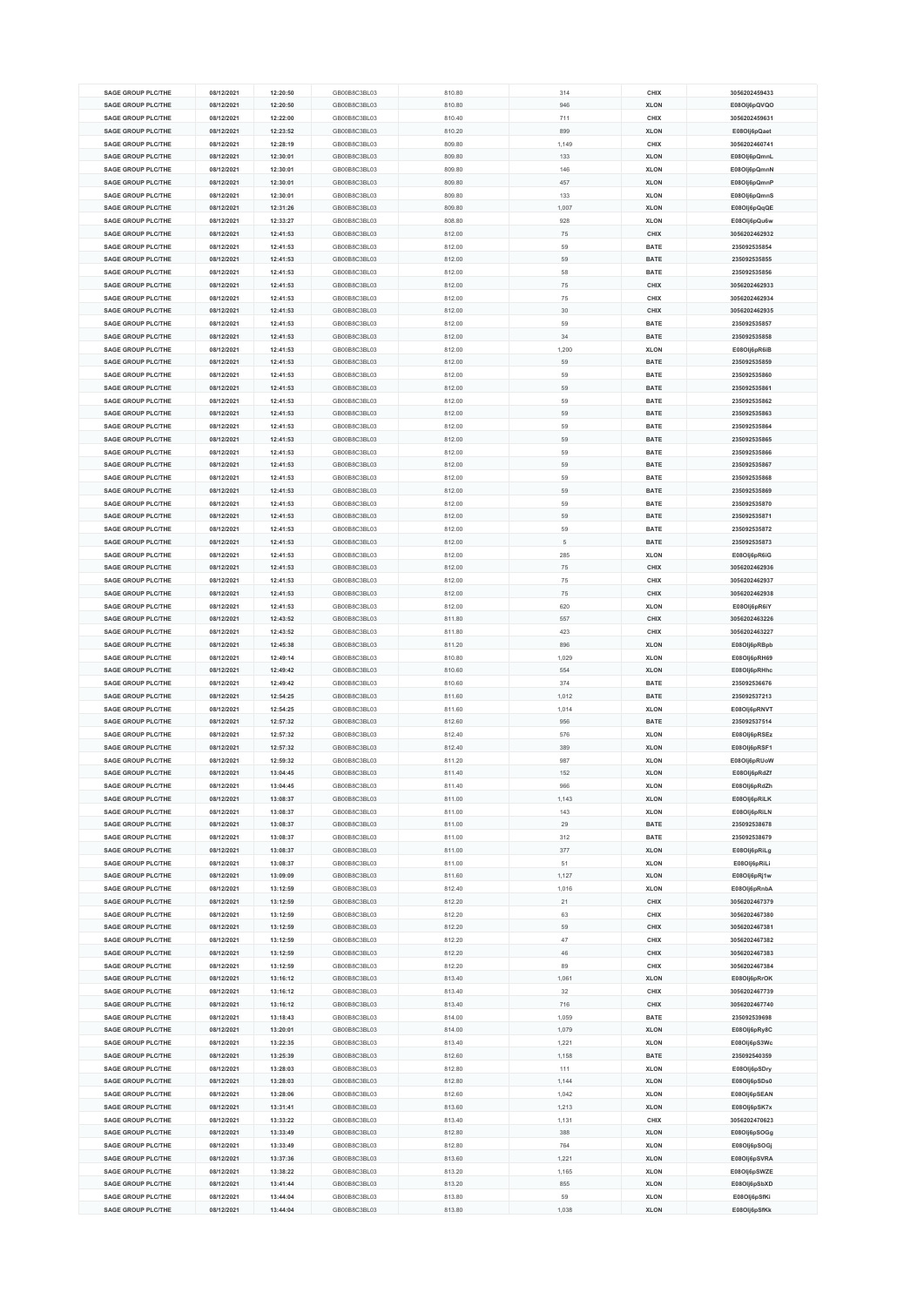| SAGE GROUP PLC/THE | 08/12/2021 | 12:20:50 | GB00B8C3BL03 | 810.80 | 314 | CHIX | 3056202459433 |
|---|---|---|---|---|---|---|---|
| SAGE GROUP PLC/THE | 08/12/2021 | 12:20:50 | GB00B8C3BL03 | 810.80 | 946 | XLON | E08OIj6pQVQO |
| SAGE GROUP PLC/THE | 08/12/2021 | 12:22:00 | GB00B8C3BL03 | 810.40 | 711 | CHIX | 3056202459631 |
| SAGE GROUP PLC/THE | 08/12/2021 | 12:23:52 | GB00B8C3BL03 | 810.20 | 899 | XLON | E08OIj6pQaet |
| SAGE GROUP PLC/THE | 08/12/2021 | 12:28:19 | GB00B8C3BL03 | 809.80 | 1,149 | CHIX | 3056202460741 |
| SAGE GROUP PLC/THE | 08/12/2021 | 12:30:01 | GB00B8C3BL03 | 809.80 | 133 | XLON | E08OIj6pQmnL |
| SAGE GROUP PLC/THE | 08/12/2021 | 12:30:01 | GB00B8C3BL03 | 809.80 | 146 | XLON | E08OIj6pQmnN |
| SAGE GROUP PLC/THE | 08/12/2021 | 12:30:01 | GB00B8C3BL03 | 809.80 | 457 | XLON | E08OIj6pQmnP |
| SAGE GROUP PLC/THE | 08/12/2021 | 12:30:01 | GB00B8C3BL03 | 809.80 | 133 | XLON | E08OIj6pQmnS |
| SAGE GROUP PLC/THE | 08/12/2021 | 12:31:26 | GB00B8C3BL03 | 809.80 | 1,007 | XLON | E08OIj6pQqQE |
| SAGE GROUP PLC/THE | 08/12/2021 | 12:33:27 | GB00B8C3BL03 | 808.80 | 928 | XLON | E08OIj6pQu6w |
| SAGE GROUP PLC/THE | 08/12/2021 | 12:41:53 | GB00B8C3BL03 | 812.00 | 75 | CHIX | 3056202462932 |
| SAGE GROUP PLC/THE | 08/12/2021 | 12:41:53 | GB00B8C3BL03 | 812.00 | 59 | BATE | 235092535854 |
| SAGE GROUP PLC/THE | 08/12/2021 | 12:41:53 | GB00B8C3BL03 | 812.00 | 59 | BATE | 235092535855 |
| SAGE GROUP PLC/THE | 08/12/2021 | 12:41:53 | GB00B8C3BL03 | 812.00 | 58 | BATE | 235092535856 |
| SAGE GROUP PLC/THE | 08/12/2021 | 12:41:53 | GB00B8C3BL03 | 812.00 | 75 | CHIX | 3056202462933 |
| SAGE GROUP PLC/THE | 08/12/2021 | 12:41:53 | GB00B8C3BL03 | 812.00 | 75 | CHIX | 3056202462934 |
| SAGE GROUP PLC/THE | 08/12/2021 | 12:41:53 | GB00B8C3BL03 | 812.00 | 30 | CHIX | 3056202462935 |
| SAGE GROUP PLC/THE | 08/12/2021 | 12:41:53 | GB00B8C3BL03 | 812.00 | 59 | BATE | 235092535857 |
| SAGE GROUP PLC/THE | 08/12/2021 | 12:41:53 | GB00B8C3BL03 | 812.00 | 34 | BATE | 235092535858 |
| SAGE GROUP PLC/THE | 08/12/2021 | 12:41:53 | GB00B8C3BL03 | 812.00 | 1,200 | XLON | E08OIj6pR6iB |
| SAGE GROUP PLC/THE | 08/12/2021 | 12:41:53 | GB00B8C3BL03 | 812.00 | 59 | BATE | 235092535859 |
| SAGE GROUP PLC/THE | 08/12/2021 | 12:41:53 | GB00B8C3BL03 | 812.00 | 59 | BATE | 235092535860 |
| SAGE GROUP PLC/THE | 08/12/2021 | 12:41:53 | GB00B8C3BL03 | 812.00 | 59 | BATE | 235092535861 |
| SAGE GROUP PLC/THE | 08/12/2021 | 12:41:53 | GB00B8C3BL03 | 812.00 | 59 | BATE | 235092535862 |
| SAGE GROUP PLC/THE | 08/12/2021 | 12:41:53 | GB00B8C3BL03 | 812.00 | 59 | BATE | 235092535863 |
| SAGE GROUP PLC/THE | 08/12/2021 | 12:41:53 | GB00B8C3BL03 | 812.00 | 59 | BATE | 235092535864 |
| SAGE GROUP PLC/THE | 08/12/2021 | 12:41:53 | GB00B8C3BL03 | 812.00 | 59 | BATE | 235092535865 |
| SAGE GROUP PLC/THE | 08/12/2021 | 12:41:53 | GB00B8C3BL03 | 812.00 | 59 | BATE | 235092535866 |
| SAGE GROUP PLC/THE | 08/12/2021 | 12:41:53 | GB00B8C3BL03 | 812.00 | 59 | BATE | 235092535867 |
| SAGE GROUP PLC/THE | 08/12/2021 | 12:41:53 | GB00B8C3BL03 | 812.00 | 59 | BATE | 235092535868 |
| SAGE GROUP PLC/THE | 08/12/2021 | 12:41:53 | GB00B8C3BL03 | 812.00 | 59 | BATE | 235092535869 |
| SAGE GROUP PLC/THE | 08/12/2021 | 12:41:53 | GB00B8C3BL03 | 812.00 | 59 | BATE | 235092535870 |
| SAGE GROUP PLC/THE | 08/12/2021 | 12:41:53 | GB00B8C3BL03 | 812.00 | 59 | BATE | 235092535871 |
| SAGE GROUP PLC/THE | 08/12/2021 | 12:41:53 | GB00B8C3BL03 | 812.00 | 59 | BATE | 235092535872 |
| SAGE GROUP PLC/THE | 08/12/2021 | 12:41:53 | GB00B8C3BL03 | 812.00 | 5 | BATE | 235092535873 |
| SAGE GROUP PLC/THE | 08/12/2021 | 12:41:53 | GB00B8C3BL03 | 812.00 | 285 | XLON | E08OIj6pR6iG |
| SAGE GROUP PLC/THE | 08/12/2021 | 12:41:53 | GB00B8C3BL03 | 812.00 | 75 | CHIX | 3056202462936 |
| SAGE GROUP PLC/THE | 08/12/2021 | 12:41:53 | GB00B8C3BL03 | 812.00 | 75 | CHIX | 3056202462937 |
| SAGE GROUP PLC/THE | 08/12/2021 | 12:41:53 | GB00B8C3BL03 | 812.00 | 75 | CHIX | 3056202462938 |
| SAGE GROUP PLC/THE | 08/12/2021 | 12:41:53 | GB00B8C3BL03 | 812.00 | 620 | XLON | E08OIj6pR6iY |
| SAGE GROUP PLC/THE | 08/12/2021 | 12:43:52 | GB00B8C3BL03 | 811.80 | 557 | CHIX | 3056202463226 |
| SAGE GROUP PLC/THE | 08/12/2021 | 12:43:52 | GB00B8C3BL03 | 811.80 | 423 | CHIX | 3056202463227 |
| SAGE GROUP PLC/THE | 08/12/2021 | 12:45:38 | GB00B8C3BL03 | 811.20 | 896 | XLON | E08OIj6pRBpb |
| SAGE GROUP PLC/THE | 08/12/2021 | 12:49:14 | GB00B8C3BL03 | 810.80 | 1,029 | XLON | E08OIj6pRH69 |
| SAGE GROUP PLC/THE | 08/12/2021 | 12:49:42 | GB00B8C3BL03 | 810.60 | 554 | XLON | E08OIj6pRHhc |
| SAGE GROUP PLC/THE | 08/12/2021 | 12:49:42 | GB00B8C3BL03 | 810.60 | 374 | BATE | 235092536676 |
| SAGE GROUP PLC/THE | 08/12/2021 | 12:54:25 | GB00B8C3BL03 | 811.60 | 1,012 | BATE | 235092537213 |
| SAGE GROUP PLC/THE | 08/12/2021 | 12:54:25 | GB00B8C3BL03 | 811.60 | 1,014 | XLON | E08OIj6pRNVT |
| SAGE GROUP PLC/THE | 08/12/2021 | 12:57:32 | GB00B8C3BL03 | 812.60 | 956 | BATE | 235092537514 |
| SAGE GROUP PLC/THE | 08/12/2021 | 12:57:32 | GB00B8C3BL03 | 812.40 | 576 | XLON | E08OIj6pRSEz |
| SAGE GROUP PLC/THE | 08/12/2021 | 12:57:32 | GB00B8C3BL03 | 812.40 | 389 | XLON | E08OIj6pRSF1 |
| SAGE GROUP PLC/THE | 08/12/2021 | 12:59:32 | GB00B8C3BL03 | 811.20 | 987 | XLON | E08OIj6pRUoW |
| SAGE GROUP PLC/THE | 08/12/2021 | 13:04:45 | GB00B8C3BL03 | 811.40 | 152 | XLON | E08OIj6pRdZf |
| SAGE GROUP PLC/THE | 08/12/2021 | 13:04:45 | GB00B8C3BL03 | 811.40 | 966 | XLON | E08OIj6pRdZh |
| SAGE GROUP PLC/THE | 08/12/2021 | 13:08:37 | GB00B8C3BL03 | 811.00 | 1,143 | XLON | E08OIj6pRiLK |
| SAGE GROUP PLC/THE | 08/12/2021 | 13:08:37 | GB00B8C3BL03 | 811.00 | 143 | XLON | E08OIj6pRiLN |
| SAGE GROUP PLC/THE | 08/12/2021 | 13:08:37 | GB00B8C3BL03 | 811.00 | 29 | BATE | 235092538678 |
| SAGE GROUP PLC/THE | 08/12/2021 | 13:08:37 | GB00B8C3BL03 | 811.00 | 312 | BATE | 235092538679 |
| SAGE GROUP PLC/THE | 08/12/2021 | 13:08:37 | GB00B8C3BL03 | 811.00 | 377 | XLON | E08OIj6pRiLg |
| SAGE GROUP PLC/THE | 08/12/2021 | 13:08:37 | GB00B8C3BL03 | 811.00 | 51 | XLON | E08OIj6pRiLi |
| SAGE GROUP PLC/THE | 08/12/2021 | 13:09:09 | GB00B8C3BL03 | 811.60 | 1,127 | XLON | E08OIj6pRj1w |
| SAGE GROUP PLC/THE | 08/12/2021 | 13:12:59 | GB00B8C3BL03 | 812.40 | 1,016 | XLON | E08OIj6pRnbA |
| SAGE GROUP PLC/THE | 08/12/2021 | 13:12:59 | GB00B8C3BL03 | 812.20 | 21 | CHIX | 3056202467379 |
| SAGE GROUP PLC/THE | 08/12/2021 | 13:12:59 | GB00B8C3BL03 | 812.20 | 63 | CHIX | 3056202467380 |
| SAGE GROUP PLC/THE | 08/12/2021 | 13:12:59 | GB00B8C3BL03 | 812.20 | 59 | CHIX | 3056202467381 |
| SAGE GROUP PLC/THE | 08/12/2021 | 13:12:59 | GB00B8C3BL03 | 812.20 | 47 | CHIX | 3056202467382 |
| SAGE GROUP PLC/THE | 08/12/2021 | 13:12:59 | GB00B8C3BL03 | 812.20 | 46 | CHIX | 3056202467383 |
| SAGE GROUP PLC/THE | 08/12/2021 | 13:12:59 | GB00B8C3BL03 | 812.20 | 89 | CHIX | 3056202467384 |
| SAGE GROUP PLC/THE | 08/12/2021 | 13:16:12 | GB00B8C3BL03 | 813.40 | 1,061 | XLON | E08OIj6pRrOK |
| SAGE GROUP PLC/THE | 08/12/2021 | 13:16:12 | GB00B8C3BL03 | 813.40 | 32 | CHIX | 3056202467739 |
| SAGE GROUP PLC/THE | 08/12/2021 | 13:16:12 | GB00B8C3BL03 | 813.40 | 716 | CHIX | 3056202467740 |
| SAGE GROUP PLC/THE | 08/12/2021 | 13:18:43 | GB00B8C3BL03 | 814.00 | 1,059 | BATE | 235092539698 |
| SAGE GROUP PLC/THE | 08/12/2021 | 13:20:01 | GB00B8C3BL03 | 814.00 | 1,079 | XLON | E08OIj6pRy8C |
| SAGE GROUP PLC/THE | 08/12/2021 | 13:22:35 | GB00B8C3BL03 | 813.40 | 1,221 | XLON | E08OIj6pS3Wc |
| SAGE GROUP PLC/THE | 08/12/2021 | 13:25:39 | GB00B8C3BL03 | 812.60 | 1,158 | BATE | 235092540359 |
| SAGE GROUP PLC/THE | 08/12/2021 | 13:28:03 | GB00B8C3BL03 | 812.80 | 111 | XLON | E08OIj6pSDry |
| SAGE GROUP PLC/THE | 08/12/2021 | 13:28:03 | GB00B8C3BL03 | 812.80 | 1,144 | XLON | E08OIj6pSDs0 |
| SAGE GROUP PLC/THE | 08/12/2021 | 13:28:06 | GB00B8C3BL03 | 812.60 | 1,042 | XLON | E08OIj6pSEAN |
| SAGE GROUP PLC/THE | 08/12/2021 | 13:31:41 | GB00B8C3BL03 | 813.60 | 1,213 | XLON | E08OIj6pSK7x |
| SAGE GROUP PLC/THE | 08/12/2021 | 13:33:22 | GB00B8C3BL03 | 813.40 | 1,131 | CHIX | 3056202470623 |
| SAGE GROUP PLC/THE | 08/12/2021 | 13:33:49 | GB00B8C3BL03 | 812.80 | 388 | XLON | E08OIj6pSOGg |
| SAGE GROUP PLC/THE | 08/12/2021 | 13:33:49 | GB00B8C3BL03 | 812.80 | 764 | XLON | E08OIj6pSOGj |
| SAGE GROUP PLC/THE | 08/12/2021 | 13:37:36 | GB00B8C3BL03 | 813.60 | 1,221 | XLON | E08OIj6pSVRA |
| SAGE GROUP PLC/THE | 08/12/2021 | 13:38:22 | GB00B8C3BL03 | 813.20 | 1,165 | XLON | E08OIj6pSWZE |
| SAGE GROUP PLC/THE | 08/12/2021 | 13:41:44 | GB00B8C3BL03 | 813.20 | 855 | XLON | E08OIj6pSbXD |
| SAGE GROUP PLC/THE | 08/12/2021 | 13:44:04 | GB00B8C3BL03 | 813.80 | 59 | XLON | E08OIj6pSfKi |
| SAGE GROUP PLC/THE | 08/12/2021 | 13:44:04 | GB00B8C3BL03 | 813.80 | 1,038 | XLON | E08OIj6pSfKk |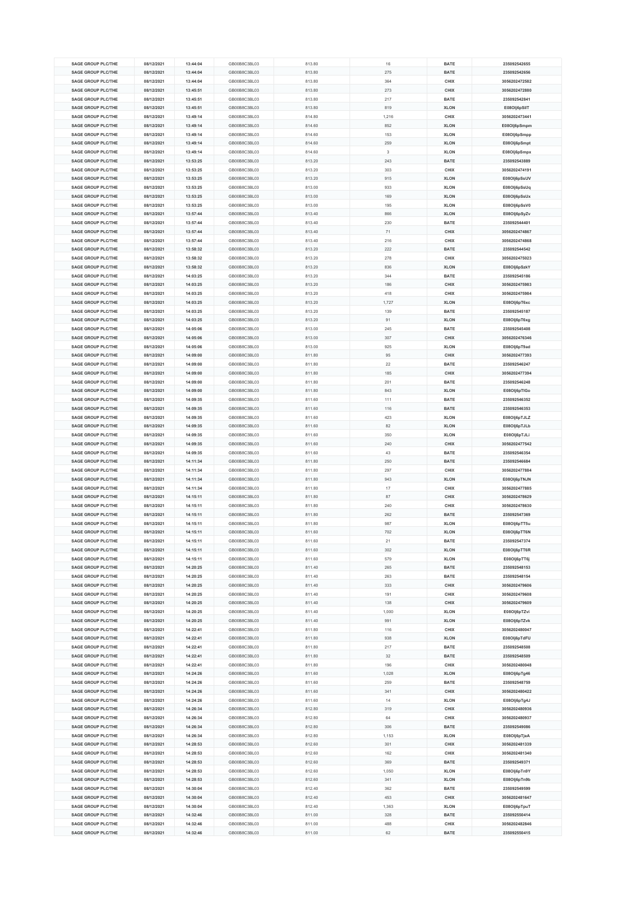| SAGE GROUP PLC/THE | 08/12/2021 | 13:44:04 | GB00B8C3BL03 | 813.80 | 16 | BATE | 235092542655 |
|---|---|---|---|---|---|---|---|
| SAGE GROUP PLC/THE | 08/12/2021 | 13:44:04 | GB00B8C3BL03 | 813.80 | 275 | BATE | 235092542656 |
| SAGE GROUP PLC/THE | 08/12/2021 | 13:44:04 | GB00B8C3BL03 | 813.80 | 364 | CHIX | 3056202472582 |
| SAGE GROUP PLC/THE | 08/12/2021 | 13:45:51 | GB00B8C3BL03 | 813.80 | 273 | CHIX | 3056202472880 |
| SAGE GROUP PLC/THE | 08/12/2021 | 13:45:51 | GB00B8C3BL03 | 813.80 | 217 | BATE | 235092542841 |
| SAGE GROUP PLC/THE | 08/12/2021 | 13:45:51 | GB00B8C3BL03 | 813.80 | 819 | XLON | E08OIj6pSilT |
| SAGE GROUP PLC/THE | 08/12/2021 | 13:49:14 | GB00B8C3BL03 | 814.80 | 1,216 | CHIX | 3056202473441 |
| SAGE GROUP PLC/THE | 08/12/2021 | 13:49:14 | GB00B8C3BL03 | 814.60 | 852 | XLON | E08OIj6pSmpm |
| SAGE GROUP PLC/THE | 08/12/2021 | 13:49:14 | GB00B8C3BL03 | 814.60 | 153 | XLON | E08OIj6pSmpp |
| SAGE GROUP PLC/THE | 08/12/2021 | 13:49:14 | GB00B8C3BL03 | 814.60 | 259 | XLON | E08OIj6pSmpt |
| SAGE GROUP PLC/THE | 08/12/2021 | 13:49:14 | GB00B8C3BL03 | 814.60 | 3 | XLON | E08OIj6pSmpx |
| SAGE GROUP PLC/THE | 08/12/2021 | 13:53:25 | GB00B8C3BL03 | 813.20 | 243 | BATE | 235092543889 |
| SAGE GROUP PLC/THE | 08/12/2021 | 13:53:25 | GB00B8C3BL03 | 813.20 | 303 | CHIX | 3056202474191 |
| SAGE GROUP PLC/THE | 08/12/2021 | 13:53:25 | GB00B8C3BL03 | 813.20 | 915 | XLON | E08OIj6pSsUV |
| SAGE GROUP PLC/THE | 08/12/2021 | 13:53:25 | GB00B8C3BL03 | 813.00 | 933 | XLON | E08OIj6pSsUq |
| SAGE GROUP PLC/THE | 08/12/2021 | 13:53:25 | GB00B8C3BL03 | 813.00 | 169 | XLON | E08OIj6pSsUx |
| SAGE GROUP PLC/THE | 08/12/2021 | 13:53:25 | GB00B8C3BL03 | 813.00 | 195 | XLON | E08OIj6pSsV0 |
| SAGE GROUP PLC/THE | 08/12/2021 | 13:57:44 | GB00B8C3BL03 | 813.40 | 866 | XLON | E08OIj6pSyZv |
| SAGE GROUP PLC/THE | 08/12/2021 | 13:57:44 | GB00B8C3BL03 | 813.40 | 230 | BATE | 235092544401 |
| SAGE GROUP PLC/THE | 08/12/2021 | 13:57:44 | GB00B8C3BL03 | 813.40 | 71 | CHIX | 3056202474867 |
| SAGE GROUP PLC/THE | 08/12/2021 | 13:57:44 | GB00B8C3BL03 | 813.40 | 216 | CHIX | 3056202474868 |
| SAGE GROUP PLC/THE | 08/12/2021 | 13:58:32 | GB00B8C3BL03 | 813.20 | 222 | BATE | 235092544542 |
| SAGE GROUP PLC/THE | 08/12/2021 | 13:58:32 | GB00B8C3BL03 | 813.20 | 278 | CHIX | 3056202475023 |
| SAGE GROUP PLC/THE | 08/12/2021 | 13:58:32 | GB00B8C3BL03 | 813.20 | 836 | XLON | E08OIj6pSzkY |
| SAGE GROUP PLC/THE | 08/12/2021 | 14:03:25 | GB00B8C3BL03 | 813.20 | 344 | BATE | 235092545186 |
| SAGE GROUP PLC/THE | 08/12/2021 | 14:03:25 | GB00B8C3BL03 | 813.20 | 186 | CHIX | 3056202475983 |
| SAGE GROUP PLC/THE | 08/12/2021 | 14:03:25 | GB00B8C3BL03 | 813.20 | 418 | CHIX | 3056202475984 |
| SAGE GROUP PLC/THE | 08/12/2021 | 14:03:25 | GB00B8C3BL03 | 813.20 | 1,727 | XLON | E08OIj6pT6xc |
| SAGE GROUP PLC/THE | 08/12/2021 | 14:03:25 | GB00B8C3BL03 | 813.20 | 139 | BATE | 235092545187 |
| SAGE GROUP PLC/THE | 08/12/2021 | 14:03:25 | GB00B8C3BL03 | 813.20 | 91 | XLON | E08OIj6pT6xg |
| SAGE GROUP PLC/THE | 08/12/2021 | 14:05:06 | GB00B8C3BL03 | 813.00 | 245 | BATE | 235092545408 |
| SAGE GROUP PLC/THE | 08/12/2021 | 14:05:06 | GB00B8C3BL03 | 813.00 | 307 | CHIX | 3056202476346 |
| SAGE GROUP PLC/THE | 08/12/2021 | 14:05:06 | GB00B8C3BL03 | 813.00 | 925 | XLON | E08OIj6pT9ad |
| SAGE GROUP PLC/THE | 08/12/2021 | 14:09:00 | GB00B8C3BL03 | 811.80 | 95 | CHIX | 3056202477393 |
| SAGE GROUP PLC/THE | 08/12/2021 | 14:09:00 | GB00B8C3BL03 | 811.80 | 22 | BATE | 235092546247 |
| SAGE GROUP PLC/THE | 08/12/2021 | 14:09:00 | GB00B8C3BL03 | 811.80 | 185 | CHIX | 3056202477394 |
| SAGE GROUP PLC/THE | 08/12/2021 | 14:09:00 | GB00B8C3BL03 | 811.80 | 201 | BATE | 235092546248 |
| SAGE GROUP PLC/THE | 08/12/2021 | 14:09:00 | GB00B8C3BL03 | 811.80 | 843 | XLON | E08OIj6pTIGo |
| SAGE GROUP PLC/THE | 08/12/2021 | 14:09:35 | GB00B8C3BL03 | 811.60 | 111 | BATE | 235092546352 |
| SAGE GROUP PLC/THE | 08/12/2021 | 14:09:35 | GB00B8C3BL03 | 811.60 | 116 | BATE | 235092546353 |
| SAGE GROUP PLC/THE | 08/12/2021 | 14:09:35 | GB00B8C3BL03 | 811.60 | 423 | XLON | E08OIj6pTJLZ |
| SAGE GROUP PLC/THE | 08/12/2021 | 14:09:35 | GB00B8C3BL03 | 811.60 | 82 | XLON | E08OIj6pTJLb |
| SAGE GROUP PLC/THE | 08/12/2021 | 14:09:35 | GB00B8C3BL03 | 811.60 | 350 | XLON | E08OIj6pTJLi |
| SAGE GROUP PLC/THE | 08/12/2021 | 14:09:35 | GB00B8C3BL03 | 811.60 | 240 | CHIX | 3056202477542 |
| SAGE GROUP PLC/THE | 08/12/2021 | 14:09:35 | GB00B8C3BL03 | 811.60 | 43 | BATE | 235092546354 |
| SAGE GROUP PLC/THE | 08/12/2021 | 14:11:34 | GB00B8C3BL03 | 811.80 | 250 | BATE | 235092546684 |
| SAGE GROUP PLC/THE | 08/12/2021 | 14:11:34 | GB00B8C3BL03 | 811.80 | 297 | CHIX | 3056202477884 |
| SAGE GROUP PLC/THE | 08/12/2021 | 14:11:34 | GB00B8C3BL03 | 811.80 | 943 | XLON | E08OIj6pTNJN |
| SAGE GROUP PLC/THE | 08/12/2021 | 14:11:34 | GB00B8C3BL03 | 811.80 | 17 | CHIX | 3056202477885 |
| SAGE GROUP PLC/THE | 08/12/2021 | 14:15:11 | GB00B8C3BL03 | 811.80 | 87 | CHIX | 3056202478629 |
| SAGE GROUP PLC/THE | 08/12/2021 | 14:15:11 | GB00B8C3BL03 | 811.80 | 240 | CHIX | 3056202478630 |
| SAGE GROUP PLC/THE | 08/12/2021 | 14:15:11 | GB00B8C3BL03 | 811.80 | 262 | BATE | 235092547369 |
| SAGE GROUP PLC/THE | 08/12/2021 | 14:15:11 | GB00B8C3BL03 | 811.80 | 987 | XLON | E08OIj6pTT5u |
| SAGE GROUP PLC/THE | 08/12/2021 | 14:15:11 | GB00B8C3BL03 | 811.60 | 702 | XLON | E08OIj6pTT6N |
| SAGE GROUP PLC/THE | 08/12/2021 | 14:15:11 | GB00B8C3BL03 | 811.60 | 21 | BATE | 235092547374 |
| SAGE GROUP PLC/THE | 08/12/2021 | 14:15:11 | GB00B8C3BL03 | 811.60 | 302 | XLON | E08OIj6pTT6R |
| SAGE GROUP PLC/THE | 08/12/2021 | 14:15:11 | GB00B8C3BL03 | 811.60 | 579 | XLON | E08OIj6pTT6j |
| SAGE GROUP PLC/THE | 08/12/2021 | 14:20:25 | GB00B8C3BL03 | 811.40 | 265 | BATE | 235092548153 |
| SAGE GROUP PLC/THE | 08/12/2021 | 14:20:25 | GB00B8C3BL03 | 811.40 | 263 | BATE | 235092548154 |
| SAGE GROUP PLC/THE | 08/12/2021 | 14:20:25 | GB00B8C3BL03 | 811.40 | 333 | CHIX | 3056202479606 |
| SAGE GROUP PLC/THE | 08/12/2021 | 14:20:25 | GB00B8C3BL03 | 811.40 | 191 | CHIX | 3056202479608 |
| SAGE GROUP PLC/THE | 08/12/2021 | 14:20:25 | GB00B8C3BL03 | 811.40 | 138 | CHIX | 3056202479609 |
| SAGE GROUP PLC/THE | 08/12/2021 | 14:20:25 | GB00B8C3BL03 | 811.40 | 1,000 | XLON | E08OIj6pTZvi |
| SAGE GROUP PLC/THE | 08/12/2021 | 14:20:25 | GB00B8C3BL03 | 811.40 | 991 | XLON | E08OIj6pTZvk |
| SAGE GROUP PLC/THE | 08/12/2021 | 14:22:41 | GB00B8C3BL03 | 811.80 | 116 | CHIX | 3056202480047 |
| SAGE GROUP PLC/THE | 08/12/2021 | 14:22:41 | GB00B8C3BL03 | 811.80 | 938 | XLON | E08OIj6pTdFU |
| SAGE GROUP PLC/THE | 08/12/2021 | 14:22:41 | GB00B8C3BL03 | 811.80 | 217 | BATE | 235092548508 |
| SAGE GROUP PLC/THE | 08/12/2021 | 14:22:41 | GB00B8C3BL03 | 811.80 | 32 | BATE | 235092548509 |
| SAGE GROUP PLC/THE | 08/12/2021 | 14:22:41 | GB00B8C3BL03 | 811.80 | 196 | CHIX | 3056202480048 |
| SAGE GROUP PLC/THE | 08/12/2021 | 14:24:26 | GB00B8C3BL03 | 811.60 | 1,028 | XLON | E08OIj6pTg46 |
| SAGE GROUP PLC/THE | 08/12/2021 | 14:24:26 | GB00B8C3BL03 | 811.60 | 259 | BATE | 235092548759 |
| SAGE GROUP PLC/THE | 08/12/2021 | 14:24:26 | GB00B8C3BL03 | 811.60 | 341 | CHIX | 3056202480422 |
| SAGE GROUP PLC/THE | 08/12/2021 | 14:24:26 | GB00B8C3BL03 | 811.60 | 14 | XLON | E08OIj6pTg4J |
| SAGE GROUP PLC/THE | 08/12/2021 | 14:26:34 | GB00B8C3BL03 | 812.80 | 319 | CHIX | 3056202480936 |
| SAGE GROUP PLC/THE | 08/12/2021 | 14:26:34 | GB00B8C3BL03 | 812.80 | 64 | CHIX | 3056202480937 |
| SAGE GROUP PLC/THE | 08/12/2021 | 14:26:34 | GB00B8C3BL03 | 812.80 | 306 | BATE | 235092549086 |
| SAGE GROUP PLC/THE | 08/12/2021 | 14:26:34 | GB00B8C3BL03 | 812.80 | 1,153 | XLON | E08OIj6pTjeA |
| SAGE GROUP PLC/THE | 08/12/2021 | 14:28:53 | GB00B8C3BL03 | 812.60 | 301 | CHIX | 3056202481339 |
| SAGE GROUP PLC/THE | 08/12/2021 | 14:28:53 | GB00B8C3BL03 | 812.60 | 162 | CHIX | 3056202481340 |
| SAGE GROUP PLC/THE | 08/12/2021 | 14:28:53 | GB00B8C3BL03 | 812.60 | 369 | BATE | 235092549371 |
| SAGE GROUP PLC/THE | 08/12/2021 | 14:28:53 | GB00B8C3BL03 | 812.60 | 1,050 | XLON | E08OIj6pTn9Y |
| SAGE GROUP PLC/THE | 08/12/2021 | 14:28:53 | GB00B8C3BL03 | 812.60 | 341 | XLON | E08OIj6pTn9b |
| SAGE GROUP PLC/THE | 08/12/2021 | 14:30:04 | GB00B8C3BL03 | 812.40 | 362 | BATE | 235092549599 |
| SAGE GROUP PLC/THE | 08/12/2021 | 14:30:04 | GB00B8C3BL03 | 812.40 | 453 | CHIX | 3056202481647 |
| SAGE GROUP PLC/THE | 08/12/2021 | 14:30:04 | GB00B8C3BL03 | 812.40 | 1,363 | XLON | E08OIj6pTpuT |
| SAGE GROUP PLC/THE | 08/12/2021 | 14:32:46 | GB00B8C3BL03 | 811.00 | 328 | BATE | 235092550414 |
| SAGE GROUP PLC/THE | 08/12/2021 | 14:32:46 | GB00B8C3BL03 | 811.00 | 488 | CHIX | 3056202482846 |
| SAGE GROUP PLC/THE | 08/12/2021 | 14:32:46 | GB00B8C3BL03 | 811.00 | 62 | BATE | 235092550415 |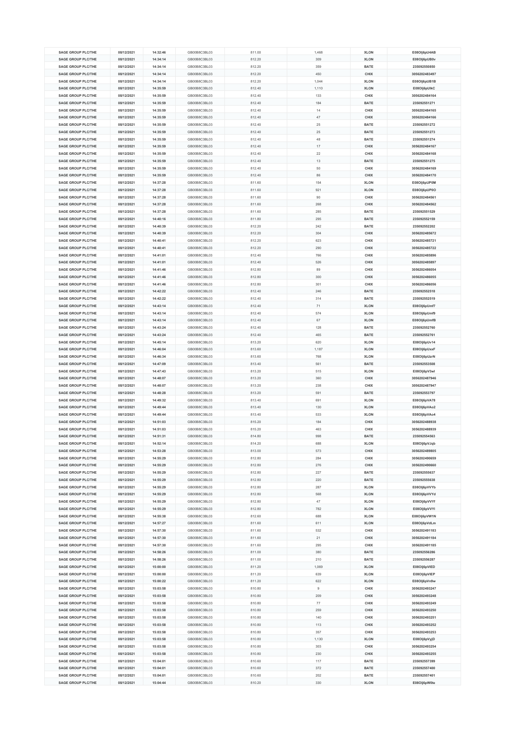| SAGE GROUP PLC/THE | 08/12/2021 | 14:32:46 | GB00B8C3BL03 | 811.00 | 1,468 | XLON | E08Olj6pU4AB |
|---|---|---|---|---|---|---|---|
| SAGE GROUP PLC/THE | 08/12/2021 | 14:34:14 | GB00B8C3BL03 | 812.20 | 309 | XLON | E08Olj6pUB0v |
| SAGE GROUP PLC/THE | 08/12/2021 | 14:34:14 | GB00B8C3BL03 | 812.20 | 359 | BATE | 235092550850 |
| SAGE GROUP PLC/THE | 08/12/2021 | 14:34:14 | GB00B8C3BL03 | 812.20 | 450 | CHIX | 3056202483497 |
| SAGE GROUP PLC/THE | 08/12/2021 | 14:34:14 | GB00B8C3BL03 | 812.20 | 1,044 | XLON | E08Olj6pUB1B |
| SAGE GROUP PLC/THE | 08/12/2021 | 14:35:59 | GB00B8C3BL03 | 812.40 | 1,110 | XLON | E08Olj6pUIkC |
| SAGE GROUP PLC/THE | 08/12/2021 | 14:35:59 | GB00B8C3BL03 | 812.40 | 133 | CHIX | 3056202484164 |
| SAGE GROUP PLC/THE | 08/12/2021 | 14:35:59 | GB00B8C3BL03 | 812.40 | 184 | BATE | 235092551271 |
| SAGE GROUP PLC/THE | 08/12/2021 | 14:35:59 | GB00B8C3BL03 | 812.40 | 14 | CHIX | 3056202484165 |
| SAGE GROUP PLC/THE | 08/12/2021 | 14:35:59 | GB00B8C3BL03 | 812.40 | 47 | CHIX | 3056202484166 |
| SAGE GROUP PLC/THE | 08/12/2021 | 14:35:59 | GB00B8C3BL03 | 812.40 | 25 | BATE | 235092551272 |
| SAGE GROUP PLC/THE | 08/12/2021 | 14:35:59 | GB00B8C3BL03 | 812.40 | 25 | BATE | 235092551273 |
| SAGE GROUP PLC/THE | 08/12/2021 | 14:35:59 | GB00B8C3BL03 | 812.40 | 48 | BATE | 235092551274 |
| SAGE GROUP PLC/THE | 08/12/2021 | 14:35:59 | GB00B8C3BL03 | 812.40 | 17 | CHIX | 3056202484167 |
| SAGE GROUP PLC/THE | 08/12/2021 | 14:35:59 | GB00B8C3BL03 | 812.40 | 22 | CHIX | 3056202484168 |
| SAGE GROUP PLC/THE | 08/12/2021 | 14:35:59 | GB00B8C3BL03 | 812.40 | 13 | BATE | 235092551275 |
| SAGE GROUP PLC/THE | 08/12/2021 | 14:35:59 | GB00B8C3BL03 | 812.40 | 50 | CHIX | 3056202484169 |
| SAGE GROUP PLC/THE | 08/12/2021 | 14:35:59 | GB00B8C3BL03 | 812.40 | 86 | CHIX | 3056202484170 |
| SAGE GROUP PLC/THE | 08/12/2021 | 14:37:28 | GB00B8C3BL03 | 811.60 | 154 | XLON | E08Olj6pUP0M |
| SAGE GROUP PLC/THE | 08/12/2021 | 14:37:28 | GB00B8C3BL03 | 811.60 | 921 | XLON | E08Olj6pUP0O |
| SAGE GROUP PLC/THE | 08/12/2021 | 14:37:28 | GB00B8C3BL03 | 811.60 | 90 | CHIX | 3056202484561 |
| SAGE GROUP PLC/THE | 08/12/2021 | 14:37:28 | GB00B8C3BL03 | 811.60 | 268 | CHIX | 3056202484562 |
| SAGE GROUP PLC/THE | 08/12/2021 | 14:37:28 | GB00B8C3BL03 | 811.60 | 285 | BATE | 235092551529 |
| SAGE GROUP PLC/THE | 08/12/2021 | 14:40:16 | GB00B8C3BL03 | 811.80 | 295 | BATE | 235092552159 |
| SAGE GROUP PLC/THE | 08/12/2021 | 14:40:39 | GB00B8C3BL03 | 812.20 | 242 | BATE | 235092552202 |
| SAGE GROUP PLC/THE | 08/12/2021 | 14:40:39 | GB00B8C3BL03 | 812.20 | 304 | CHIX | 3056202485672 |
| SAGE GROUP PLC/THE | 08/12/2021 | 14:40:41 | GB00B8C3BL03 | 812.20 | 623 | CHIX | 3056202485721 |
| SAGE GROUP PLC/THE | 08/12/2021 | 14:40:41 | GB00B8C3BL03 | 812.20 | 290 | CHIX | 3056202485722 |
| SAGE GROUP PLC/THE | 08/12/2021 | 14:41:01 | GB00B8C3BL03 | 812.40 | 766 | CHIX | 3056202485896 |
| SAGE GROUP PLC/THE | 08/12/2021 | 14:41:01 | GB00B8C3BL03 | 812.40 | 526 | CHIX | 3056202485897 |
| SAGE GROUP PLC/THE | 08/12/2021 | 14:41:46 | GB00B8C3BL03 | 812.80 | 89 | CHIX | 3056202486054 |
| SAGE GROUP PLC/THE | 08/12/2021 | 14:41:46 | GB00B8C3BL03 | 812.80 | 300 | CHIX | 3056202486055 |
| SAGE GROUP PLC/THE | 08/12/2021 | 14:41:46 | GB00B8C3BL03 | 812.80 | 301 | CHIX | 3056202486056 |
| SAGE GROUP PLC/THE | 08/12/2021 | 14:42:22 | GB00B8C3BL03 | 812.40 | 246 | BATE | 235092552518 |
| SAGE GROUP PLC/THE | 08/12/2021 | 14:42:22 | GB00B8C3BL03 | 812.40 | 314 | BATE | 235092552519 |
| SAGE GROUP PLC/THE | 08/12/2021 | 14:43:14 | GB00B8C3BL03 | 812.40 | 71 | XLON | E08Olj6pUmf7 |
| SAGE GROUP PLC/THE | 08/12/2021 | 14:43:14 | GB00B8C3BL03 | 812.40 | 574 | XLON | E08Olj6pUmf9 |
| SAGE GROUP PLC/THE | 08/12/2021 | 14:43:14 | GB00B8C3BL03 | 812.40 | 67 | XLON | E08Olj6pUmfB |
| SAGE GROUP PLC/THE | 08/12/2021 | 14:43:24 | GB00B8C3BL03 | 812.40 | 128 | BATE | 235092552760 |
| SAGE GROUP PLC/THE | 08/12/2021 | 14:43:24 | GB00B8C3BL03 | 812.40 | 465 | BATE | 235092552761 |
| SAGE GROUP PLC/THE | 08/12/2021 | 14:45:14 | GB00B8C3BL03 | 813.20 | 620 | XLON | E08Olj6pUv14 |
| SAGE GROUP PLC/THE | 08/12/2021 | 14:46:04 | GB00B8C3BL03 | 813.60 | 1,187 | XLON | E08Olj6pUxxF |
| SAGE GROUP PLC/THE | 08/12/2021 | 14:46:34 | GB00B8C3BL03 | 813.60 | 768 | XLON | E08Olj6pUzrN |
| SAGE GROUP PLC/THE | 08/12/2021 | 14:47:09 | GB00B8C3BL03 | 813.40 | 561 | BATE | 235092553508 |
| SAGE GROUP PLC/THE | 08/12/2021 | 14:47:43 | GB00B8C3BL03 | 813.20 | 515 | XLON | E08Olj6pV3wl |
| SAGE GROUP PLC/THE | 08/12/2021 | 14:48:07 | GB00B8C3BL03 | 813.20 | 360 | CHIX | 3056202487946 |
| SAGE GROUP PLC/THE | 08/12/2021 | 14:48:07 | GB00B8C3BL03 | 813.20 | 238 | CHIX | 3056202487947 |
| SAGE GROUP PLC/THE | 08/12/2021 | 14:48:28 | GB00B8C3BL03 | 813.20 | 591 | BATE | 235092553797 |
| SAGE GROUP PLC/THE | 08/12/2021 | 14:49:32 | GB00B8C3BL03 | 813.40 | 691 | XLON | E08Olj6pVA78 |
| SAGE GROUP PLC/THE | 08/12/2021 | 14:49:44 | GB00B8C3BL03 | 813.40 | 130 | XLON | E08Olj6pVAo2 |
| SAGE GROUP PLC/THE | 08/12/2021 | 14:49:44 | GB00B8C3BL03 | 813.40 | 533 | XLON | E08Olj6pVAo4 |
| SAGE GROUP PLC/THE | 08/12/2021 | 14:51:03 | GB00B8C3BL03 | 815.20 | 184 | CHIX | 3056202488938 |
| SAGE GROUP PLC/THE | 08/12/2021 | 14:51:03 | GB00B8C3BL03 | 815.20 | 463 | CHIX | 3056202488939 |
| SAGE GROUP PLC/THE | 08/12/2021 | 14:51:31 | GB00B8C3BL03 | 814.80 | 998 | BATE | 235092554563 |
| SAGE GROUP PLC/THE | 08/12/2021 | 14:52:14 | GB00B8C3BL03 | 814.20 | 688 | XLON | E08Olj6pVJqb |
| SAGE GROUP PLC/THE | 08/12/2021 | 14:53:28 | GB00B8C3BL03 | 813.00 | 573 | CHIX | 3056202489805 |
| SAGE GROUP PLC/THE | 08/12/2021 | 14:55:29 | GB00B8C3BL03 | 812.80 | 284 | CHIX | 3056202490659 |
| SAGE GROUP PLC/THE | 08/12/2021 | 14:55:29 | GB00B8C3BL03 | 812.80 | 276 | CHIX | 3056202490660 |
| SAGE GROUP PLC/THE | 08/12/2021 | 14:55:29 | GB00B8C3BL03 | 812.80 | 227 | BATE | 235092555637 |
| SAGE GROUP PLC/THE | 08/12/2021 | 14:55:29 | GB00B8C3BL03 | 812.80 | 220 | BATE | 235092555638 |
| SAGE GROUP PLC/THE | 08/12/2021 | 14:55:29 | GB00B8C3BL03 | 812.80 | 287 | XLON | E08Olj6pVVYb |
| SAGE GROUP PLC/THE | 08/12/2021 | 14:55:29 | GB00B8C3BL03 | 812.80 | 568 | XLON | E08Olj6pVVYd |
| SAGE GROUP PLC/THE | 08/12/2021 | 14:55:29 | GB00B8C3BL03 | 812.80 | 47 | XLON | E08Olj6pVVYf |
| SAGE GROUP PLC/THE | 08/12/2021 | 14:55:29 | GB00B8C3BL03 | 812.80 | 782 | XLON | E08Olj6pVVYl |
| SAGE GROUP PLC/THE | 08/12/2021 | 14:55:38 | GB00B8C3BL03 | 812.60 | 688 | XLON | E08Olj6pVW1N |
| SAGE GROUP PLC/THE | 08/12/2021 | 14:57:27 | GB00B8C3BL03 | 811.60 | 611 | XLON | E08Olj6pVdLm |
| SAGE GROUP PLC/THE | 08/12/2021 | 14:57:30 | GB00B8C3BL03 | 811.60 | 532 | CHIX | 3056202491183 |
| SAGE GROUP PLC/THE | 08/12/2021 | 14:57:30 | GB00B8C3BL03 | 811.60 | 21 | CHIX | 3056202491184 |
| SAGE GROUP PLC/THE | 08/12/2021 | 14:57:30 | GB00B8C3BL03 | 811.60 | 295 | CHIX | 3056202491185 |
| SAGE GROUP PLC/THE | 08/12/2021 | 14:58:26 | GB00B8C3BL03 | 811.00 | 380 | BATE | 235092556286 |
| SAGE GROUP PLC/THE | 08/12/2021 | 14:58:26 | GB00B8C3BL03 | 811.00 | 210 | BATE | 235092556287 |
| SAGE GROUP PLC/THE | 08/12/2021 | 15:00:00 | GB00B8C3BL03 | 811.20 | 1,069 | XLON | E08Olj6pVlED |
| SAGE GROUP PLC/THE | 08/12/2021 | 15:00:00 | GB00B8C3BL03 | 811.20 | 639 | XLON | E08Olj6pVlEP |
| SAGE GROUP PLC/THE | 08/12/2021 | 15:00:22 | GB00B8C3BL03 | 811.20 | 622 | XLON | E08Olj6pVn9w |
| SAGE GROUP PLC/THE | 08/12/2021 | 15:03:58 | GB00B8C3BL03 | 810.80 | 9 | CHIX | 3056202493247 |
| SAGE GROUP PLC/THE | 08/12/2021 | 15:03:58 | GB00B8C3BL03 | 810.80 | 209 | CHIX | 3056202493248 |
| SAGE GROUP PLC/THE | 08/12/2021 | 15:03:58 | GB00B8C3BL03 | 810.80 | 77 | CHIX | 3056202493249 |
| SAGE GROUP PLC/THE | 08/12/2021 | 15:03:58 | GB00B8C3BL03 | 810.80 | 259 | CHIX | 3056202493250 |
| SAGE GROUP PLC/THE | 08/12/2021 | 15:03:58 | GB00B8C3BL03 | 810.80 | 140 | CHIX | 3056202493251 |
| SAGE GROUP PLC/THE | 08/12/2021 | 15:03:58 | GB00B8C3BL03 | 810.80 | 113 | CHIX | 3056202493252 |
| SAGE GROUP PLC/THE | 08/12/2021 | 15:03:58 | GB00B8C3BL03 | 810.80 | 357 | CHIX | 3056202493253 |
| SAGE GROUP PLC/THE | 08/12/2021 | 15:03:58 | GB00B8C3BL03 | 810.80 | 1,130 | XLON | E08Olj6pVyjD |
| SAGE GROUP PLC/THE | 08/12/2021 | 15:03:58 | GB00B8C3BL03 | 810.80 | 303 | CHIX | 3056202493254 |
| SAGE GROUP PLC/THE | 08/12/2021 | 15:03:58 | GB00B8C3BL03 | 810.80 | 230 | CHIX | 3056202493255 |
| SAGE GROUP PLC/THE | 08/12/2021 | 15:04:01 | GB00B8C3BL03 | 810.60 | 117 | BATE | 235092557399 |
| SAGE GROUP PLC/THE | 08/12/2021 | 15:04:01 | GB00B8C3BL03 | 810.60 | 372 | BATE | 235092557400 |
| SAGE GROUP PLC/THE | 08/12/2021 | 15:04:01 | GB00B8C3BL03 | 810.60 | 202 | BATE | 235092557401 |
| SAGE GROUP PLC/THE | 08/12/2021 | 15:04:44 | GB00B8C3BL03 | 810.20 | 330 | XLON | E08Olj6pW0te |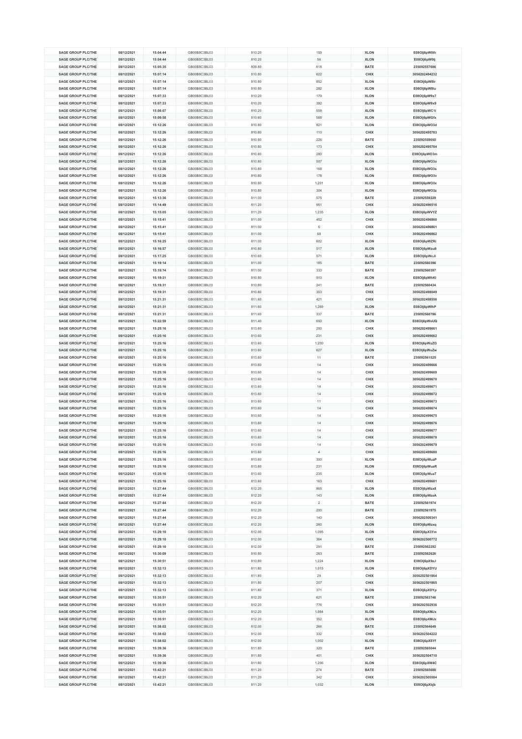| SAGE GROUP PLC/THE | 08/12/2021 | 15:04:44 | GB00B8C3BL03 | 810.20 | 159 | XLON | E08OIj6pW0th |
|---|---|---|---|---|---|---|---|
| SAGE GROUP PLC/THE | 08/12/2021 | 15:04:44 | GB00B8C3BL03 | 810.20 | 56 | XLON | E08OIj6pW0tj |
| SAGE GROUP PLC/THE | 08/12/2021 | 15:05:35 | GB00B8C3BL03 | 809.80 | 618 | BATE | 235092557686 |
| SAGE GROUP PLC/THE | 08/12/2021 | 15:07:14 | GB00B8C3BL03 | 810.80 | 622 | CHIX | 3056202494232 |
| SAGE GROUP PLC/THE | 08/12/2021 | 15:07:14 | GB00B8C3BL03 | 810.80 | 852 | XLON | E08OIj6pW8lr |
| SAGE GROUP PLC/THE | 08/12/2021 | 15:07:14 | GB00B8C3BL03 | 810.80 | 282 | XLON | E08OIj6pW8lu |
| SAGE GROUP PLC/THE | 08/12/2021 | 15:07:33 | GB00B8C3BL03 | 810.20 | 179 | XLON | E08OIj6pW9x7 |
| SAGE GROUP PLC/THE | 08/12/2021 | 15:07:33 | GB00B8C3BL03 | 810.20 | 392 | XLON | E08OIj6pW9x9 |
| SAGE GROUP PLC/THE | 08/12/2021 | 15:08:07 | GB00B8C3BL03 | 810.20 | 558 | XLON | E08OIj6pWC1i |
| SAGE GROUP PLC/THE | 08/12/2021 | 15:09:58 | GB00B8C3BL03 | 810.60 | 588 | XLON | E08OIj6pWGfx |
| SAGE GROUP PLC/THE | 08/12/2021 | 15:12:26 | GB00B8C3BL03 | 810.80 | 921 | XLON | E08OIj6pWO3d |
| SAGE GROUP PLC/THE | 08/12/2021 | 15:12:26 | GB00B8C3BL03 | 810.80 | 110 | CHIX | 3056202495783 |
| SAGE GROUP PLC/THE | 08/12/2021 | 15:12:26 | GB00B8C3BL03 | 810.80 | 226 | BATE | 235092559050 |
| SAGE GROUP PLC/THE | 08/12/2021 | 15:12:26 | GB00B8C3BL03 | 810.80 | 173 | CHIX | 3056202495784 |
| SAGE GROUP PLC/THE | 08/12/2021 | 15:12:26 | GB00B8C3BL03 | 810.80 | 280 | XLON | E08OIj6pWO3m |
| SAGE GROUP PLC/THE | 08/12/2021 | 15:12:26 | GB00B8C3BL03 | 810.80 | 507 | XLON | E08OIj6pWO3o |
| SAGE GROUP PLC/THE | 08/12/2021 | 15:12:26 | GB00B8C3BL03 | 810.80 | 168 | XLON | E08OIj6pWO3s |
| SAGE GROUP PLC/THE | 08/12/2021 | 15:12:26 | GB00B8C3BL03 | 810.80 | 178 | XLON | E08OIj6pWO3v |
| SAGE GROUP PLC/THE | 08/12/2021 | 15:12:26 | GB00B8C3BL03 | 810.80 | 1,201 | XLON | E08OIj6pWO3x |
| SAGE GROUP PLC/THE | 08/12/2021 | 15:12:26 | GB00B8C3BL03 | 810.80 | 304 | XLON | E08OIj6pWO3z |
| SAGE GROUP PLC/THE | 08/12/2021 | 15:13:36 | GB00B8C3BL03 | 811.00 | 575 | BATE | 235092559229 |
| SAGE GROUP PLC/THE | 08/12/2021 | 15:14:49 | GB00B8C3BL03 | 811.20 | 951 | CHIX | 3056202496516 |
| SAGE GROUP PLC/THE | 08/12/2021 | 15:15:05 | GB00B8C3BL03 | 811.20 | 1,235 | XLON | E08OIj6pWVYZ |
| SAGE GROUP PLC/THE | 08/12/2021 | 15:15:41 | GB00B8C3BL03 | 811.00 | 452 | CHIX | 3056202496860 |
| SAGE GROUP PLC/THE | 08/12/2021 | 15:15:41 | GB00B8C3BL03 | 811.00 | 5 | CHIX | 3056202496861 |
| SAGE GROUP PLC/THE | 08/12/2021 | 15:15:41 | GB00B8C3BL03 | 811.00 | 68 | CHIX | 3056202496862 |
| SAGE GROUP PLC/THE | 08/12/2021 | 15:16:25 | GB00B8C3BL03 | 811.00 | 602 | XLON | E08OIj6pWZRi |
| SAGE GROUP PLC/THE | 08/12/2021 | 15:16:57 | GB00B8C3BL03 | 810.80 | 517 | XLON | E08OIj6pWau9 |
| SAGE GROUP PLC/THE | 08/12/2021 | 15:17:25 | GB00B8C3BL03 | 810.60 | 571 | XLON | E08OIj6pWcJi |
| SAGE GROUP PLC/THE | 08/12/2021 | 15:19:14 | GB00B8C3BL03 | 811.00 | 185 | BATE | 235092560396 |
| SAGE GROUP PLC/THE | 08/12/2021 | 15:19:14 | GB00B8C3BL03 | 811.00 | 333 | BATE | 235092560397 |
| SAGE GROUP PLC/THE | 08/12/2021 | 15:19:31 | GB00B8C3BL03 | 810.80 | 910 | XLON | E08OIj6pWhKl |
| SAGE GROUP PLC/THE | 08/12/2021 | 15:19:31 | GB00B8C3BL03 | 810.80 | 241 | BATE | 235092560434 |
| SAGE GROUP PLC/THE | 08/12/2021 | 15:19:31 | GB00B8C3BL03 | 810.80 | 303 | CHIX | 3056202498049 |
| SAGE GROUP PLC/THE | 08/12/2021 | 15:21:31 | GB00B8C3BL03 | 811.60 | 421 | CHIX | 3056202498556 |
| SAGE GROUP PLC/THE | 08/12/2021 | 15:21:31 | GB00B8C3BL03 | 811.60 | 1,269 | XLON | E08OIj6pWlhP |
| SAGE GROUP PLC/THE | 08/12/2021 | 15:21:31 | GB00B8C3BL03 | 811.60 | 337 | BATE | 235092560786 |
| SAGE GROUP PLC/THE | 08/12/2021 | 15:22:59 | GB00B8C3BL03 | 811.40 | 650 | XLON | E08OIj6pWoUQ |
| SAGE GROUP PLC/THE | 08/12/2021 | 15:25:16 | GB00B8C3BL03 | 813.60 | 250 | CHIX | 3056202499661 |
| SAGE GROUP PLC/THE | 08/12/2021 | 15:25:16 | GB00B8C3BL03 | 813.60 | 231 | CHIX | 3056202499662 |
| SAGE GROUP PLC/THE | 08/12/2021 | 15:25:16 | GB00B8C3BL03 | 813.60 | 1,200 | XLON | E08OIj6pWuZG |
| SAGE GROUP PLC/THE | 08/12/2021 | 15:25:16 | GB00B8C3BL03 | 813.60 | 627 | XLON | E08OIj6pWuZw |
| SAGE GROUP PLC/THE | 08/12/2021 | 15:25:16 | GB00B8C3BL03 | 813.60 | 11 | BATE | 235092561525 |
| SAGE GROUP PLC/THE | 08/12/2021 | 15:25:16 | GB00B8C3BL03 | 813.60 | 14 | CHIX | 3056202499666 |
| SAGE GROUP PLC/THE | 08/12/2021 | 15:25:16 | GB00B8C3BL03 | 813.60 | 14 | CHIX | 3056202499669 |
| SAGE GROUP PLC/THE | 08/12/2021 | 15:25:16 | GB00B8C3BL03 | 813.60 | 14 | CHIX | 3056202499670 |
| SAGE GROUP PLC/THE | 08/12/2021 | 15:25:16 | GB00B8C3BL03 | 813.60 | 14 | CHIX | 3056202499671 |
| SAGE GROUP PLC/THE | 08/12/2021 | 15:25:16 | GB00B8C3BL03 | 813.60 | 14 | CHIX | 3056202499672 |
| SAGE GROUP PLC/THE | 08/12/2021 | 15:25:16 | GB00B8C3BL03 | 813.60 | 11 | CHIX | 3056202499673 |
| SAGE GROUP PLC/THE | 08/12/2021 | 15:25:16 | GB00B8C3BL03 | 813.60 | 14 | CHIX | 3056202499674 |
| SAGE GROUP PLC/THE | 08/12/2021 | 15:25:16 | GB00B8C3BL03 | 813.60 | 14 | CHIX | 3056202499675 |
| SAGE GROUP PLC/THE | 08/12/2021 | 15:25:16 | GB00B8C3BL03 | 813.60 | 14 | CHIX | 3056202499676 |
| SAGE GROUP PLC/THE | 08/12/2021 | 15:25:16 | GB00B8C3BL03 | 813.60 | 14 | CHIX | 3056202499677 |
| SAGE GROUP PLC/THE | 08/12/2021 | 15:25:16 | GB00B8C3BL03 | 813.60 | 14 | CHIX | 3056202499678 |
| SAGE GROUP PLC/THE | 08/12/2021 | 15:25:16 | GB00B8C3BL03 | 813.60 | 14 | CHIX | 3056202499679 |
| SAGE GROUP PLC/THE | 08/12/2021 | 15:25:16 | GB00B8C3BL03 | 813.60 | 4 | CHIX | 3056202499680 |
| SAGE GROUP PLC/THE | 08/12/2021 | 15:25:16 | GB00B8C3BL03 | 813.60 | 300 | XLON | E08OIj6pWuaP |
| SAGE GROUP PLC/THE | 08/12/2021 | 15:25:16 | GB00B8C3BL03 | 813.60 | 231 | XLON | E08OIj6pWuaR |
| SAGE GROUP PLC/THE | 08/12/2021 | 15:25:16 | GB00B8C3BL03 | 813.60 | 235 | XLON | E08OIj6pWuaT |
| SAGE GROUP PLC/THE | 08/12/2021 | 15:25:16 | GB00B8C3BL03 | 813.60 | 163 | CHIX | 3056202499681 |
| SAGE GROUP PLC/THE | 08/12/2021 | 15:27:44 | GB00B8C3BL03 | 812.20 | 865 | XLON | E08OIj6pWzx8 |
| SAGE GROUP PLC/THE | 08/12/2021 | 15:27:44 | GB00B8C3BL03 | 812.20 | 143 | XLON | E08OIj6pWzxA |
| SAGE GROUP PLC/THE | 08/12/2021 | 15:27:44 | GB00B8C3BL03 | 812.20 | 2 | BATE | 235092561974 |
| SAGE GROUP PLC/THE | 08/12/2021 | 15:27:44 | GB00B8C3BL03 | 812.20 | 200 | BATE | 235092561975 |
| SAGE GROUP PLC/THE | 08/12/2021 | 15:27:44 | GB00B8C3BL03 | 812.20 | 140 | CHIX | 3056202500341 |
| SAGE GROUP PLC/THE | 08/12/2021 | 15:27:44 | GB00B8C3BL03 | 812.20 | 260 | XLON | E08OIj6pWzxq |
| SAGE GROUP PLC/THE | 08/12/2021 | 15:29:10 | GB00B8C3BL03 | 812.00 | 1,095 | XLON | E08OIj6pX3Ym |
| SAGE GROUP PLC/THE | 08/12/2021 | 15:29:10 | GB00B8C3BL03 | 812.00 | 364 | CHIX | 3056202500772 |
| SAGE GROUP PLC/THE | 08/12/2021 | 15:29:10 | GB00B8C3BL03 | 812.00 | 291 | BATE | 235092562292 |
| SAGE GROUP PLC/THE | 08/12/2021 | 15:30:09 | GB00B8C3BL03 | 810.80 | 263 | BATE | 235092562626 |
| SAGE GROUP PLC/THE | 08/12/2021 | 15:30:51 | GB00B8C3BL03 | 810.80 | 1,224 | XLON | E08OIj6pX9zJ |
| SAGE GROUP PLC/THE | 08/12/2021 | 15:32:13 | GB00B8C3BL03 | 811.80 | 1,015 | XLON | E08OIj6pXDYU |
| SAGE GROUP PLC/THE | 08/12/2021 | 15:32:13 | GB00B8C3BL03 | 811.80 | 29 | CHIX | 3056202501864 |
| SAGE GROUP PLC/THE | 08/12/2021 | 15:32:13 | GB00B8C3BL03 | 811.80 | 207 | CHIX | 3056202501865 |
| SAGE GROUP PLC/THE | 08/12/2021 | 15:32:13 | GB00B8C3BL03 | 811.80 | 371 | XLON | E08OIj6pXDYp |
| SAGE GROUP PLC/THE | 08/12/2021 | 15:35:51 | GB00B8C3BL03 | 812.20 | 621 | BATE | 235092563746 |
| SAGE GROUP PLC/THE | 08/12/2021 | 15:35:51 | GB00B8C3BL03 | 812.20 | 776 | CHIX | 3056202502936 |
| SAGE GROUP PLC/THE | 08/12/2021 | 15:35:51 | GB00B8C3BL03 | 812.20 | 1,984 | XLON | E08OIj6pXMJx |
| SAGE GROUP PLC/THE | 08/12/2021 | 15:35:51 | GB00B8C3BL03 | 812.20 | 352 | XLON | E08OIj6pXMJz |
| SAGE GROUP PLC/THE | 08/12/2021 | 15:38:02 | GB00B8C3BL03 | 812.00 | 266 | BATE | 235092564649 |
| SAGE GROUP PLC/THE | 08/12/2021 | 15:38:02 | GB00B8C3BL03 | 812.00 | 332 | CHIX | 3056202504222 |
| SAGE GROUP PLC/THE | 08/12/2021 | 15:38:02 | GB00B8C3BL03 | 812.00 | 1,002 | XLON | E08OIj6pXSYf |
| SAGE GROUP PLC/THE | 08/12/2021 | 15:39:36 | GB00B8C3BL03 | 811.80 | 320 | BATE | 235092565044 |
| SAGE GROUP PLC/THE | 08/12/2021 | 15:39:36 | GB00B8C3BL03 | 811.80 | 401 | CHIX | 3056202504710 |
| SAGE GROUP PLC/THE | 08/12/2021 | 15:39:36 | GB00B8C3BL03 | 811.80 | 1,206 | XLON | E08OIj6pXW4C |
| SAGE GROUP PLC/THE | 08/12/2021 | 15:42:21 | GB00B8C3BL03 | 811.20 | 274 | BATE | 235092565688 |
| SAGE GROUP PLC/THE | 08/12/2021 | 15:42:21 | GB00B8C3BL03 | 811.20 | 342 | CHIX | 3056202505584 |
| SAGE GROUP PLC/THE | 08/12/2021 | 15:42:21 | GB00B8C3BL03 | 811.20 | 1,032 | XLON | E08OIj6pXbjb |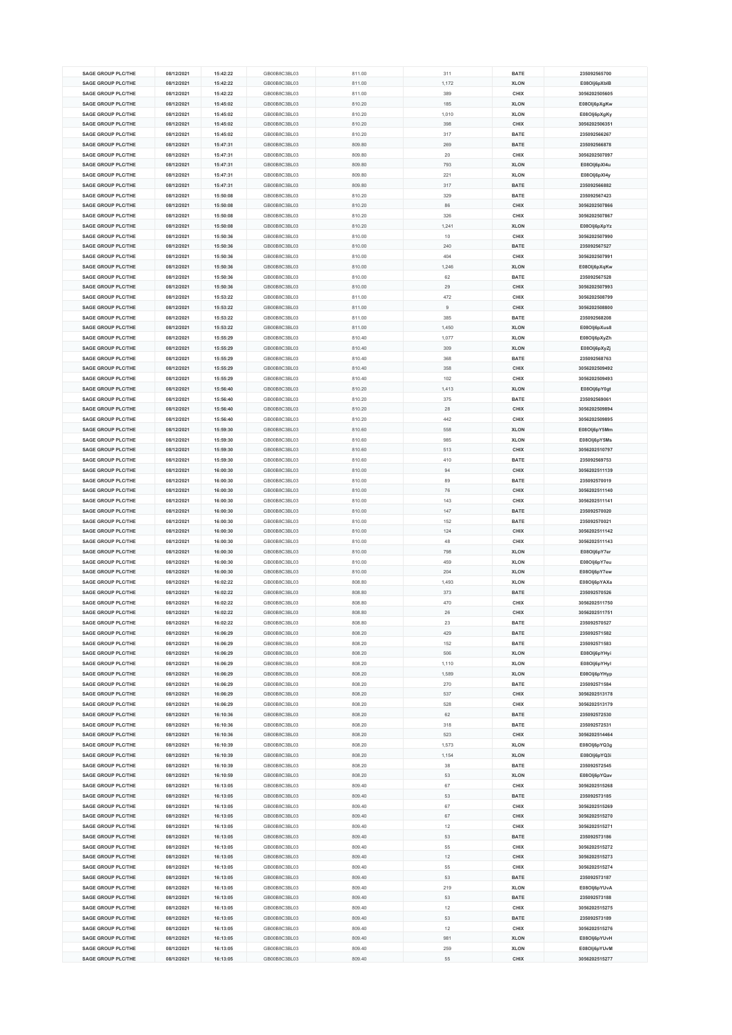| SAGE GROUP PLC/THE | 08/12/2021 | 15:42:22 | GB00B8C3BL03 | 811.00 | 311 | BATE | 235092565700 |
|---|---|---|---|---|---|---|---|
| SAGE GROUP PLC/THE | 08/12/2021 | 15:42:22 | GB00B8C3BL03 | 811.00 | 1,172 | XLON | E08Olj6pXbIB |
| SAGE GROUP PLC/THE | 08/12/2021 | 15:42:22 | GB00B8C3BL03 | 811.00 | 389 | CHIX | 3056202505605 |
| SAGE GROUP PLC/THE | 08/12/2021 | 15:45:02 | GB00B8C3BL03 | 810.20 | 185 | XLON | E08Olj6pXgKw |
| SAGE GROUP PLC/THE | 08/12/2021 | 15:45:02 | GB00B8C3BL03 | 810.20 | 1,010 | XLON | E08Olj6pXgKy |
| SAGE GROUP PLC/THE | 08/12/2021 | 15:45:02 | GB00B8C3BL03 | 810.20 | 398 | CHIX | 3056202506351 |
| SAGE GROUP PLC/THE | 08/12/2021 | 15:45:02 | GB00B8C3BL03 | 810.20 | 317 | BATE | 235092566267 |
| SAGE GROUP PLC/THE | 08/12/2021 | 15:47:31 | GB00B8C3BL03 | 809.80 | 269 | BATE | 235092566878 |
| SAGE GROUP PLC/THE | 08/12/2021 | 15:47:31 | GB00B8C3BL03 | 809.80 | 20 | CHIX | 3056202507097 |
| SAGE GROUP PLC/THE | 08/12/2021 | 15:47:31 | GB00B8C3BL03 | 809.80 | 793 | XLON | E08Olj6pXl4u |
| SAGE GROUP PLC/THE | 08/12/2021 | 15:47:31 | GB00B8C3BL03 | 809.80 | 221 | XLON | E08Olj6pXl4y |
| SAGE GROUP PLC/THE | 08/12/2021 | 15:47:31 | GB00B8C3BL03 | 809.80 | 317 | BATE | 235092566882 |
| SAGE GROUP PLC/THE | 08/12/2021 | 15:50:08 | GB00B8C3BL03 | 810.20 | 329 | BATE | 235092567423 |
| SAGE GROUP PLC/THE | 08/12/2021 | 15:50:08 | GB00B8C3BL03 | 810.20 | 86 | CHIX | 3056202507866 |
| SAGE GROUP PLC/THE | 08/12/2021 | 15:50:08 | GB00B8C3BL03 | 810.20 | 326 | CHIX | 3056202507867 |
| SAGE GROUP PLC/THE | 08/12/2021 | 15:50:08 | GB00B8C3BL03 | 810.20 | 1,241 | XLON | E08Olj6pXpYz |
| SAGE GROUP PLC/THE | 08/12/2021 | 15:50:36 | GB00B8C3BL03 | 810.00 | 10 | CHIX | 3056202507990 |
| SAGE GROUP PLC/THE | 08/12/2021 | 15:50:36 | GB00B8C3BL03 | 810.00 | 240 | BATE | 235092567527 |
| SAGE GROUP PLC/THE | 08/12/2021 | 15:50:36 | GB00B8C3BL03 | 810.00 | 404 | CHIX | 3056202507991 |
| SAGE GROUP PLC/THE | 08/12/2021 | 15:50:36 | GB00B8C3BL03 | 810.00 | 1,246 | XLON | E08Olj6pXqKw |
| SAGE GROUP PLC/THE | 08/12/2021 | 15:50:36 | GB00B8C3BL03 | 810.00 | 62 | BATE | 235092567528 |
| SAGE GROUP PLC/THE | 08/12/2021 | 15:50:36 | GB00B8C3BL03 | 810.00 | 29 | CHIX | 3056202507993 |
| SAGE GROUP PLC/THE | 08/12/2021 | 15:53:22 | GB00B8C3BL03 | 811.00 | 472 | CHIX | 3056202508799 |
| SAGE GROUP PLC/THE | 08/12/2021 | 15:53:22 | GB00B8C3BL03 | 811.00 | 9 | CHIX | 3056202508800 |
| SAGE GROUP PLC/THE | 08/12/2021 | 15:53:22 | GB00B8C3BL03 | 811.00 | 385 | BATE | 235092568208 |
| SAGE GROUP PLC/THE | 08/12/2021 | 15:53:22 | GB00B8C3BL03 | 811.00 | 1,450 | XLON | E08Olj6pXus8 |
| SAGE GROUP PLC/THE | 08/12/2021 | 15:55:29 | GB00B8C3BL03 | 810.40 | 1,077 | XLON | E08Olj6pXyZh |
| SAGE GROUP PLC/THE | 08/12/2021 | 15:55:29 | GB00B8C3BL03 | 810.40 | 309 | XLON | E08Olj6pXyZj |
| SAGE GROUP PLC/THE | 08/12/2021 | 15:55:29 | GB00B8C3BL03 | 810.40 | 368 | BATE | 235092568763 |
| SAGE GROUP PLC/THE | 08/12/2021 | 15:55:29 | GB00B8C3BL03 | 810.40 | 358 | CHIX | 3056202509492 |
| SAGE GROUP PLC/THE | 08/12/2021 | 15:55:29 | GB00B8C3BL03 | 810.40 | 102 | CHIX | 3056202509493 |
| SAGE GROUP PLC/THE | 08/12/2021 | 15:56:40 | GB00B8C3BL03 | 810.20 | 1,413 | XLON | E08Olj6pY0gt |
| SAGE GROUP PLC/THE | 08/12/2021 | 15:56:40 | GB00B8C3BL03 | 810.20 | 375 | BATE | 235092569061 |
| SAGE GROUP PLC/THE | 08/12/2021 | 15:56:40 | GB00B8C3BL03 | 810.20 | 28 | CHIX | 3056202509894 |
| SAGE GROUP PLC/THE | 08/12/2021 | 15:56:40 | GB00B8C3BL03 | 810.20 | 442 | CHIX | 3056202509895 |
| SAGE GROUP PLC/THE | 08/12/2021 | 15:59:30 | GB00B8C3BL03 | 810.60 | 558 | XLON | E08Olj6pY5Mm |
| SAGE GROUP PLC/THE | 08/12/2021 | 15:59:30 | GB00B8C3BL03 | 810.60 | 985 | XLON | E08Olj6pY5Ms |
| SAGE GROUP PLC/THE | 08/12/2021 | 15:59:30 | GB00B8C3BL03 | 810.60 | 513 | CHIX | 3056202510797 |
| SAGE GROUP PLC/THE | 08/12/2021 | 15:59:30 | GB00B8C3BL03 | 810.60 | 410 | BATE | 235092569753 |
| SAGE GROUP PLC/THE | 08/12/2021 | 16:00:30 | GB00B8C3BL03 | 810.00 | 94 | CHIX | 3056202511139 |
| SAGE GROUP PLC/THE | 08/12/2021 | 16:00:30 | GB00B8C3BL03 | 810.00 | 89 | BATE | 235092570019 |
| SAGE GROUP PLC/THE | 08/12/2021 | 16:00:30 | GB00B8C3BL03 | 810.00 | 76 | CHIX | 3056202511140 |
| SAGE GROUP PLC/THE | 08/12/2021 | 16:00:30 | GB00B8C3BL03 | 810.00 | 143 | CHIX | 3056202511141 |
| SAGE GROUP PLC/THE | 08/12/2021 | 16:00:30 | GB00B8C3BL03 | 810.00 | 147 | BATE | 235092570020 |
| SAGE GROUP PLC/THE | 08/12/2021 | 16:00:30 | GB00B8C3BL03 | 810.00 | 152 | BATE | 235092570021 |
| SAGE GROUP PLC/THE | 08/12/2021 | 16:00:30 | GB00B8C3BL03 | 810.00 | 124 | CHIX | 3056202511142 |
| SAGE GROUP PLC/THE | 08/12/2021 | 16:00:30 | GB00B8C3BL03 | 810.00 | 48 | CHIX | 3056202511143 |
| SAGE GROUP PLC/THE | 08/12/2021 | 16:00:30 | GB00B8C3BL03 | 810.00 | 798 | XLON | E08Olj6pY7er |
| SAGE GROUP PLC/THE | 08/12/2021 | 16:00:30 | GB00B8C3BL03 | 810.00 | 459 | XLON | E08Olj6pY7eu |
| SAGE GROUP PLC/THE | 08/12/2021 | 16:00:30 | GB00B8C3BL03 | 810.00 | 204 | XLON | E08Olj6pY7ew |
| SAGE GROUP PLC/THE | 08/12/2021 | 16:02:22 | GB00B8C3BL03 | 808.80 | 1,493 | XLON | E08Olj6pYAXa |
| SAGE GROUP PLC/THE | 08/12/2021 | 16:02:22 | GB00B8C3BL03 | 808.80 | 373 | BATE | 235092570526 |
| SAGE GROUP PLC/THE | 08/12/2021 | 16:02:22 | GB00B8C3BL03 | 808.80 | 470 | CHIX | 3056202511750 |
| SAGE GROUP PLC/THE | 08/12/2021 | 16:02:22 | GB00B8C3BL03 | 808.80 | 26 | CHIX | 3056202511751 |
| SAGE GROUP PLC/THE | 08/12/2021 | 16:02:22 | GB00B8C3BL03 | 808.80 | 23 | BATE | 235092570527 |
| SAGE GROUP PLC/THE | 08/12/2021 | 16:06:29 | GB00B8C3BL03 | 808.20 | 429 | BATE | 235092571582 |
| SAGE GROUP PLC/THE | 08/12/2021 | 16:06:29 | GB00B8C3BL03 | 808.20 | 152 | BATE | 235092571583 |
| SAGE GROUP PLC/THE | 08/12/2021 | 16:06:29 | GB00B8C3BL03 | 808.20 | 506 | XLON | E08Olj6pYHyi |
| SAGE GROUP PLC/THE | 08/12/2021 | 16:06:29 | GB00B8C3BL03 | 808.20 | 1,110 | XLON | E08Olj6pYHyl |
| SAGE GROUP PLC/THE | 08/12/2021 | 16:06:29 | GB00B8C3BL03 | 808.20 | 1,589 | XLON | E08Olj6pYHyp |
| SAGE GROUP PLC/THE | 08/12/2021 | 16:06:29 | GB00B8C3BL03 | 808.20 | 270 | BATE | 235092571584 |
| SAGE GROUP PLC/THE | 08/12/2021 | 16:06:29 | GB00B8C3BL03 | 808.20 | 537 | CHIX | 3056202513178 |
| SAGE GROUP PLC/THE | 08/12/2021 | 16:06:29 | GB00B8C3BL03 | 808.20 | 528 | CHIX | 3056202513179 |
| SAGE GROUP PLC/THE | 08/12/2021 | 16:10:36 | GB00B8C3BL03 | 808.20 | 62 | BATE | 235092572530 |
| SAGE GROUP PLC/THE | 08/12/2021 | 16:10:36 | GB00B8C3BL03 | 808.20 | 318 | BATE | 235092572531 |
| SAGE GROUP PLC/THE | 08/12/2021 | 16:10:36 | GB00B8C3BL03 | 808.20 | 523 | CHIX | 3056202514464 |
| SAGE GROUP PLC/THE | 08/12/2021 | 16:10:39 | GB00B8C3BL03 | 808.20 | 1,573 | XLON | E08Olj6pYQ3g |
| SAGE GROUP PLC/THE | 08/12/2021 | 16:10:39 | GB00B8C3BL03 | 808.20 | 1,154 | XLON | E08Olj6pYQ3i |
| SAGE GROUP PLC/THE | 08/12/2021 | 16:10:39 | GB00B8C3BL03 | 808.20 | 38 | BATE | 235092572545 |
| SAGE GROUP PLC/THE | 08/12/2021 | 16:10:59 | GB00B8C3BL03 | 808.20 | 53 | XLON | E08Olj6pYQav |
| SAGE GROUP PLC/THE | 08/12/2021 | 16:13:05 | GB00B8C3BL03 | 809.40 | 67 | CHIX | 3056202515268 |
| SAGE GROUP PLC/THE | 08/12/2021 | 16:13:05 | GB00B8C3BL03 | 809.40 | 53 | BATE | 235092573185 |
| SAGE GROUP PLC/THE | 08/12/2021 | 16:13:05 | GB00B8C3BL03 | 809.40 | 67 | CHIX | 3056202515269 |
| SAGE GROUP PLC/THE | 08/12/2021 | 16:13:05 | GB00B8C3BL03 | 809.40 | 67 | CHIX | 3056202515270 |
| SAGE GROUP PLC/THE | 08/12/2021 | 16:13:05 | GB00B8C3BL03 | 809.40 | 12 | CHIX | 3056202515271 |
| SAGE GROUP PLC/THE | 08/12/2021 | 16:13:05 | GB00B8C3BL03 | 809.40 | 53 | BATE | 235092573186 |
| SAGE GROUP PLC/THE | 08/12/2021 | 16:13:05 | GB00B8C3BL03 | 809.40 | 55 | CHIX | 3056202515272 |
| SAGE GROUP PLC/THE | 08/12/2021 | 16:13:05 | GB00B8C3BL03 | 809.40 | 12 | CHIX | 3056202515273 |
| SAGE GROUP PLC/THE | 08/12/2021 | 16:13:05 | GB00B8C3BL03 | 809.40 | 55 | CHIX | 3056202515274 |
| SAGE GROUP PLC/THE | 08/12/2021 | 16:13:05 | GB00B8C3BL03 | 809.40 | 53 | BATE | 235092573187 |
| SAGE GROUP PLC/THE | 08/12/2021 | 16:13:05 | GB00B8C3BL03 | 809.40 | 219 | XLON | E08Olj6pYUvA |
| SAGE GROUP PLC/THE | 08/12/2021 | 16:13:05 | GB00B8C3BL03 | 809.40 | 53 | BATE | 235092573188 |
| SAGE GROUP PLC/THE | 08/12/2021 | 16:13:05 | GB00B8C3BL03 | 809.40 | 12 | CHIX | 3056202515275 |
| SAGE GROUP PLC/THE | 08/12/2021 | 16:13:05 | GB00B8C3BL03 | 809.40 | 53 | BATE | 235092573189 |
| SAGE GROUP PLC/THE | 08/12/2021 | 16:13:05 | GB00B8C3BL03 | 809.40 | 12 | CHIX | 3056202515276 |
| SAGE GROUP PLC/THE | 08/12/2021 | 16:13:05 | GB00B8C3BL03 | 809.40 | 981 | XLON | E08Olj6pYUvH |
| SAGE GROUP PLC/THE | 08/12/2021 | 16:13:05 | GB00B8C3BL03 | 809.40 | 259 | XLON | E08Olj6pYUvM |
| SAGE GROUP PLC/THE | 08/12/2021 | 16:13:05 | GB00B8C3BL03 | 809.40 | 55 | CHIX | 3056202515277 |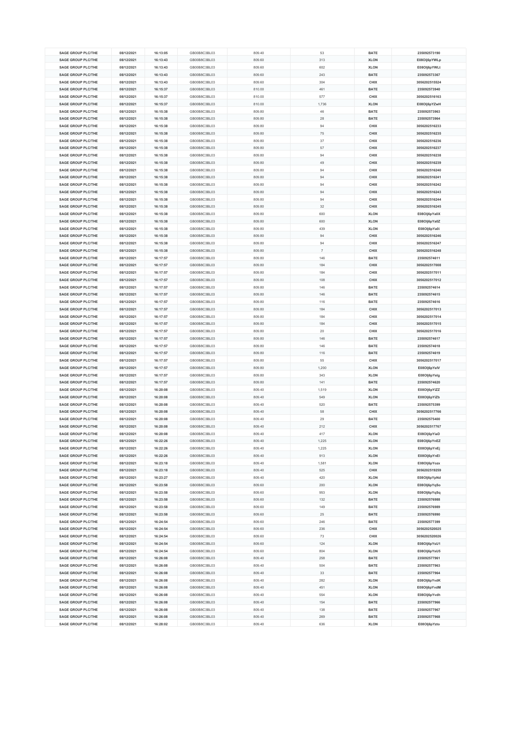| | | | | | | | |
|---|---|---|---|---|---|---|---|
| SAGE GROUP PLC/THE | 08/12/2021 | 16:13:05 | GB00B8C3BL03 | 809.40 | 53 | BATE | 235092573190 |
| SAGE GROUP PLC/THE | 08/12/2021 | 16:13:43 | GB00B8C3BL03 | 809.60 | 313 | XLON | E08Olj6pYWLp |
| SAGE GROUP PLC/THE | 08/12/2021 | 16:13:43 | GB00B8C3BL03 | 809.60 | 602 | XLON | E08Olj6pYWLt |
| SAGE GROUP PLC/THE | 08/12/2021 | 16:13:43 | GB00B8C3BL03 | 809.60 | 243 | BATE | 235092573367 |
| SAGE GROUP PLC/THE | 08/12/2021 | 16:13:43 | GB00B8C3BL03 | 809.60 | 304 | CHIX | 3056202515524 |
| SAGE GROUP PLC/THE | 08/12/2021 | 16:15:37 | GB00B8C3BL03 | 810.00 | 461 | BATE | 235092573940 |
| SAGE GROUP PLC/THE | 08/12/2021 | 16:15:37 | GB00B8C3BL03 | 810.00 | 577 | CHIX | 3056202516163 |
| SAGE GROUP PLC/THE | 08/12/2021 | 16:15:37 | GB00B8C3BL03 | 810.00 | 1,736 | XLON | E08Olj6pYZwH |
| SAGE GROUP PLC/THE | 08/12/2021 | 16:15:38 | GB00B8C3BL03 | 809.80 | 46 | BATE | 235092573963 |
| SAGE GROUP PLC/THE | 08/12/2021 | 16:15:38 | GB00B8C3BL03 | 809.80 | 28 | BATE | 235092573964 |
| SAGE GROUP PLC/THE | 08/12/2021 | 16:15:38 | GB00B8C3BL03 | 809.80 | 94 | CHIX | 3056202516233 |
| SAGE GROUP PLC/THE | 08/12/2021 | 16:15:38 | GB00B8C3BL03 | 809.80 | 75 | CHIX | 3056202516235 |
| SAGE GROUP PLC/THE | 08/12/2021 | 16:15:38 | GB00B8C3BL03 | 809.80 | 37 | CHIX | 3056202516236 |
| SAGE GROUP PLC/THE | 08/12/2021 | 16:15:38 | GB00B8C3BL03 | 809.80 | 57 | CHIX | 3056202516237 |
| SAGE GROUP PLC/THE | 08/12/2021 | 16:15:38 | GB00B8C3BL03 | 809.80 | 94 | CHIX | 3056202516238 |
| SAGE GROUP PLC/THE | 08/12/2021 | 16:15:38 | GB00B8C3BL03 | 809.80 | 49 | CHIX | 3056202516239 |
| SAGE GROUP PLC/THE | 08/12/2021 | 16:15:38 | GB00B8C3BL03 | 809.80 | 94 | CHIX | 3056202516240 |
| SAGE GROUP PLC/THE | 08/12/2021 | 16:15:38 | GB00B8C3BL03 | 809.80 | 94 | CHIX | 3056202516241 |
| SAGE GROUP PLC/THE | 08/12/2021 | 16:15:38 | GB00B8C3BL03 | 809.80 | 94 | CHIX | 3056202516242 |
| SAGE GROUP PLC/THE | 08/12/2021 | 16:15:38 | GB00B8C3BL03 | 809.80 | 94 | CHIX | 3056202516243 |
| SAGE GROUP PLC/THE | 08/12/2021 | 16:15:38 | GB00B8C3BL03 | 809.80 | 94 | CHIX | 3056202516244 |
| SAGE GROUP PLC/THE | 08/12/2021 | 16:15:38 | GB00B8C3BL03 | 809.80 | 32 | CHIX | 3056202516245 |
| SAGE GROUP PLC/THE | 08/12/2021 | 16:15:38 | GB00B8C3BL03 | 809.80 | 600 | XLON | E08Olj6pYa0X |
| SAGE GROUP PLC/THE | 08/12/2021 | 16:15:38 | GB00B8C3BL03 | 809.80 | 600 | XLON | E08Olj6pYa0Z |
| SAGE GROUP PLC/THE | 08/12/2021 | 16:15:38 | GB00B8C3BL03 | 809.80 | 439 | XLON | E08Olj6pYa0i |
| SAGE GROUP PLC/THE | 08/12/2021 | 16:15:38 | GB00B8C3BL03 | 809.80 | 94 | CHIX | 3056202516246 |
| SAGE GROUP PLC/THE | 08/12/2021 | 16:15:38 | GB00B8C3BL03 | 809.80 | 94 | CHIX | 3056202516247 |
| SAGE GROUP PLC/THE | 08/12/2021 | 16:15:38 | GB00B8C3BL03 | 809.80 | 7 | CHIX | 3056202516248 |
| SAGE GROUP PLC/THE | 08/12/2021 | 16:17:57 | GB00B8C3BL03 | 809.80 | 146 | BATE | 235092574611 |
| SAGE GROUP PLC/THE | 08/12/2021 | 16:17:57 | GB00B8C3BL03 | 809.80 | 184 | CHIX | 3056202517008 |
| SAGE GROUP PLC/THE | 08/12/2021 | 16:17:57 | GB00B8C3BL03 | 809.80 | 184 | CHIX | 3056202517011 |
| SAGE GROUP PLC/THE | 08/12/2021 | 16:17:57 | GB00B8C3BL03 | 809.80 | 108 | CHIX | 3056202517012 |
| SAGE GROUP PLC/THE | 08/12/2021 | 16:17:57 | GB00B8C3BL03 | 809.80 | 146 | BATE | 235092574614 |
| SAGE GROUP PLC/THE | 08/12/2021 | 16:17:57 | GB00B8C3BL03 | 809.80 | 146 | BATE | 235092574615 |
| SAGE GROUP PLC/THE | 08/12/2021 | 16:17:57 | GB00B8C3BL03 | 809.80 | 116 | BATE | 235092574616 |
| SAGE GROUP PLC/THE | 08/12/2021 | 16:17:57 | GB00B8C3BL03 | 809.80 | 184 | CHIX | 3056202517013 |
| SAGE GROUP PLC/THE | 08/12/2021 | 16:17:57 | GB00B8C3BL03 | 809.80 | 184 | CHIX | 3056202517014 |
| SAGE GROUP PLC/THE | 08/12/2021 | 16:17:57 | GB00B8C3BL03 | 809.80 | 184 | CHIX | 3056202517015 |
| SAGE GROUP PLC/THE | 08/12/2021 | 16:17:57 | GB00B8C3BL03 | 809.80 | 20 | CHIX | 3056202517016 |
| SAGE GROUP PLC/THE | 08/12/2021 | 16:17:57 | GB00B8C3BL03 | 809.80 | 146 | BATE | 235092574617 |
| SAGE GROUP PLC/THE | 08/12/2021 | 16:17:57 | GB00B8C3BL03 | 809.80 | 146 | BATE | 235092574618 |
| SAGE GROUP PLC/THE | 08/12/2021 | 16:17:57 | GB00B8C3BL03 | 809.80 | 116 | BATE | 235092574619 |
| SAGE GROUP PLC/THE | 08/12/2021 | 16:17:57 | GB00B8C3BL03 | 809.80 | 55 | CHIX | 3056202517017 |
| SAGE GROUP PLC/THE | 08/12/2021 | 16:17:57 | GB00B8C3BL03 | 809.80 | 1,200 | XLON | E08Olj6pYelV |
| SAGE GROUP PLC/THE | 08/12/2021 | 16:17:57 | GB00B8C3BL03 | 809.80 | 343 | XLON | E08Olj6pYelg |
| SAGE GROUP PLC/THE | 08/12/2021 | 16:17:57 | GB00B8C3BL03 | 809.80 | 141 | BATE | 235092574620 |
| SAGE GROUP PLC/THE | 08/12/2021 | 16:20:08 | GB00B8C3BL03 | 809.40 | 1,519 | XLON | E08Olj6pYiZZ |
| SAGE GROUP PLC/THE | 08/12/2021 | 16:20:08 | GB00B8C3BL03 | 809.40 | 549 | XLON | E08Olj6pYiZb |
| SAGE GROUP PLC/THE | 08/12/2021 | 16:20:08 | GB00B8C3BL03 | 809.40 | 520 | BATE | 235092575399 |
| SAGE GROUP PLC/THE | 08/12/2021 | 16:20:08 | GB00B8C3BL03 | 809.40 | 58 | CHIX | 3056202517766 |
| SAGE GROUP PLC/THE | 08/12/2021 | 16:20:08 | GB00B8C3BL03 | 809.40 | 29 | BATE | 235092575400 |
| SAGE GROUP PLC/THE | 08/12/2021 | 16:20:08 | GB00B8C3BL03 | 809.40 | 212 | CHIX | 3056202517767 |
| SAGE GROUP PLC/THE | 08/12/2021 | 16:20:08 | GB00B8C3BL03 | 809.40 | 417 | XLON | E08Olj6pYiaD |
| SAGE GROUP PLC/THE | 08/12/2021 | 16:22:26 | GB00B8C3BL03 | 809.40 | 1,225 | XLON | E08Olj6pYnEZ |
| SAGE GROUP PLC/THE | 08/12/2021 | 16:22:26 | GB00B8C3BL03 | 809.40 | 1,225 | XLON | E08Olj6pYnEj |
| SAGE GROUP PLC/THE | 08/12/2021 | 16:22:26 | GB00B8C3BL03 | 809.40 | 913 | XLON | E08Olj6pYnEl |
| SAGE GROUP PLC/THE | 08/12/2021 | 16:23:18 | GB00B8C3BL03 | 809.40 | 1,581 | XLON | E08Olj6pYoax |
| SAGE GROUP PLC/THE | 08/12/2021 | 16:23:18 | GB00B8C3BL03 | 809.40 | 525 | CHIX | 3056202519259 |
| SAGE GROUP PLC/THE | 08/12/2021 | 16:23:27 | GB00B8C3BL03 | 809.40 | 420 | XLON | E08Olj6pYpNd |
| SAGE GROUP PLC/THE | 08/12/2021 | 16:23:58 | GB00B8C3BL03 | 809.60 | 200 | XLON | E08Olj6pYqSo |
| SAGE GROUP PLC/THE | 08/12/2021 | 16:23:58 | GB00B8C3BL03 | 809.60 | 953 | XLON | E08Olj6pYqSq |
| SAGE GROUP PLC/THE | 08/12/2021 | 16:23:58 | GB00B8C3BL03 | 809.60 | 132 | BATE | 235092576988 |
| SAGE GROUP PLC/THE | 08/12/2021 | 16:23:58 | GB00B8C3BL03 | 809.60 | 149 | BATE | 235092576989 |
| SAGE GROUP PLC/THE | 08/12/2021 | 16:23:58 | GB00B8C3BL03 | 809.60 | 25 | BATE | 235092576990 |
| SAGE GROUP PLC/THE | 08/12/2021 | 16:24:54 | GB00B8C3BL03 | 809.60 | 246 | BATE | 235092577399 |
| SAGE GROUP PLC/THE | 08/12/2021 | 16:24:54 | GB00B8C3BL03 | 809.60 | 236 | CHIX | 3056202520025 |
| SAGE GROUP PLC/THE | 08/12/2021 | 16:24:54 | GB00B8C3BL03 | 809.60 | 73 | CHIX | 3056202520026 |
| SAGE GROUP PLC/THE | 08/12/2021 | 16:24:54 | GB00B8C3BL03 | 809.60 | 124 | XLON | E08Olj6pYsU1 |
| SAGE GROUP PLC/THE | 08/12/2021 | 16:24:54 | GB00B8C3BL03 | 809.60 | 804 | XLON | E08Olj6pYsU5 |
| SAGE GROUP PLC/THE | 08/12/2021 | 16:26:08 | GB00B8C3BL03 | 809.40 | 258 | BATE | 235092577961 |
| SAGE GROUP PLC/THE | 08/12/2021 | 16:26:08 | GB00B8C3BL03 | 809.40 | 504 | BATE | 235092577963 |
| SAGE GROUP PLC/THE | 08/12/2021 | 16:26:08 | GB00B8C3BL03 | 809.40 | 33 | BATE | 235092577964 |
| SAGE GROUP PLC/THE | 08/12/2021 | 16:26:08 | GB00B8C3BL03 | 809.40 | 282 | XLON | E08Olj6pYvdK |
| SAGE GROUP PLC/THE | 08/12/2021 | 16:26:08 | GB00B8C3BL03 | 809.40 | 451 | XLON | E08Olj6pYvdM |
| SAGE GROUP PLC/THE | 08/12/2021 | 16:26:08 | GB00B8C3BL03 | 809.40 | 554 | XLON | E08Olj6pYvdh |
| SAGE GROUP PLC/THE | 08/12/2021 | 16:26:08 | GB00B8C3BL03 | 809.40 | 154 | BATE | 235092577966 |
| SAGE GROUP PLC/THE | 08/12/2021 | 16:26:08 | GB00B8C3BL03 | 809.40 | 138 | BATE | 235092577967 |
| SAGE GROUP PLC/THE | 08/12/2021 | 16:26:08 | GB00B8C3BL03 | 809.40 | 269 | BATE | 235092577968 |
| SAGE GROUP PLC/THE | 08/12/2021 | 16:28:02 | GB00B8C3BL03 | 809.40 | 636 | XLON | E08Olj6pYzto |